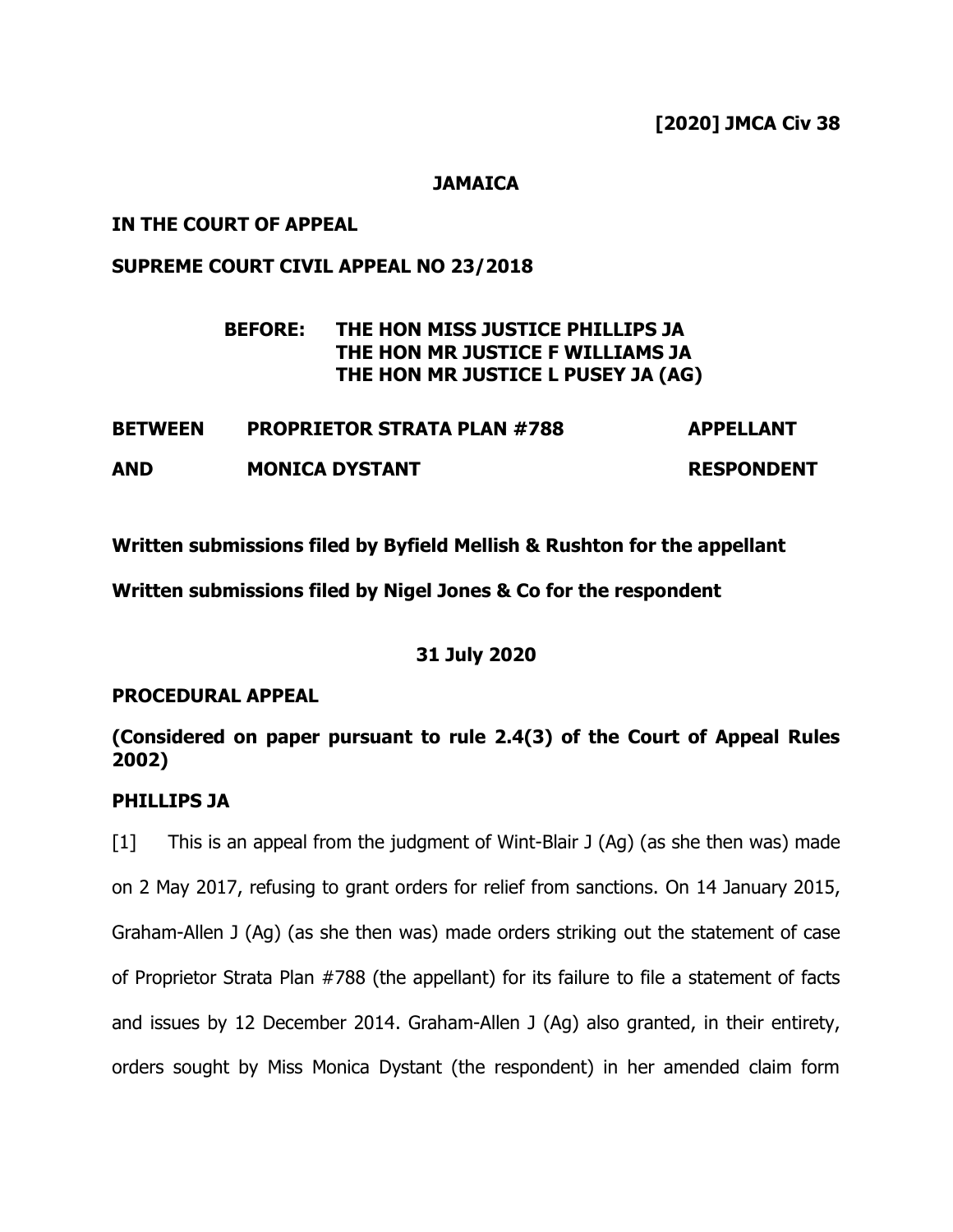**[2020] JMCA Civ 38**

**JAMAICA**

**IN THE COURT OF APPEAL**

**SUPREME COURT CIVIL APPEAL NO 23/2018**

**BEFORE: THE HON MISS JUSTICE PHILLIPS JA**
**THE HON MR JUSTICE F WILLIAMS JA**
**THE HON MR JUSTICE L PUSEY JA (AG)**

| | | |
|---|---|---|
| **BETWEEN** | **PROPRIETOR STRATA PLAN #788** | **APPELLANT** |
| **AND** | **MONICA DYSTANT** | **RESPONDENT** |

**Written submissions filed by Byfield Mellish & Rushton for the appellant**

**Written submissions filed by Nigel Jones & Co for the respondent**

**31 July 2020**

**PROCEDURAL APPEAL**

**(Considered on paper pursuant to rule 2.4(3) of the Court of Appeal Rules 2002)**

**PHILLIPS JA**

[1] This is an appeal from the judgment of Wint-Blair J (Ag) (as she then was) made on 2 May 2017, refusing to grant orders for relief from sanctions. On 14 January 2015, Graham-Allen J (Ag) (as she then was) made orders striking out the statement of case of Proprietor Strata Plan #788 (the appellant) for its failure to file a statement of facts and issues by 12 December 2014. Graham-Allen J (Ag) also granted, in their entirety, orders sought by Miss Monica Dystant (the respondent) in her amended claim form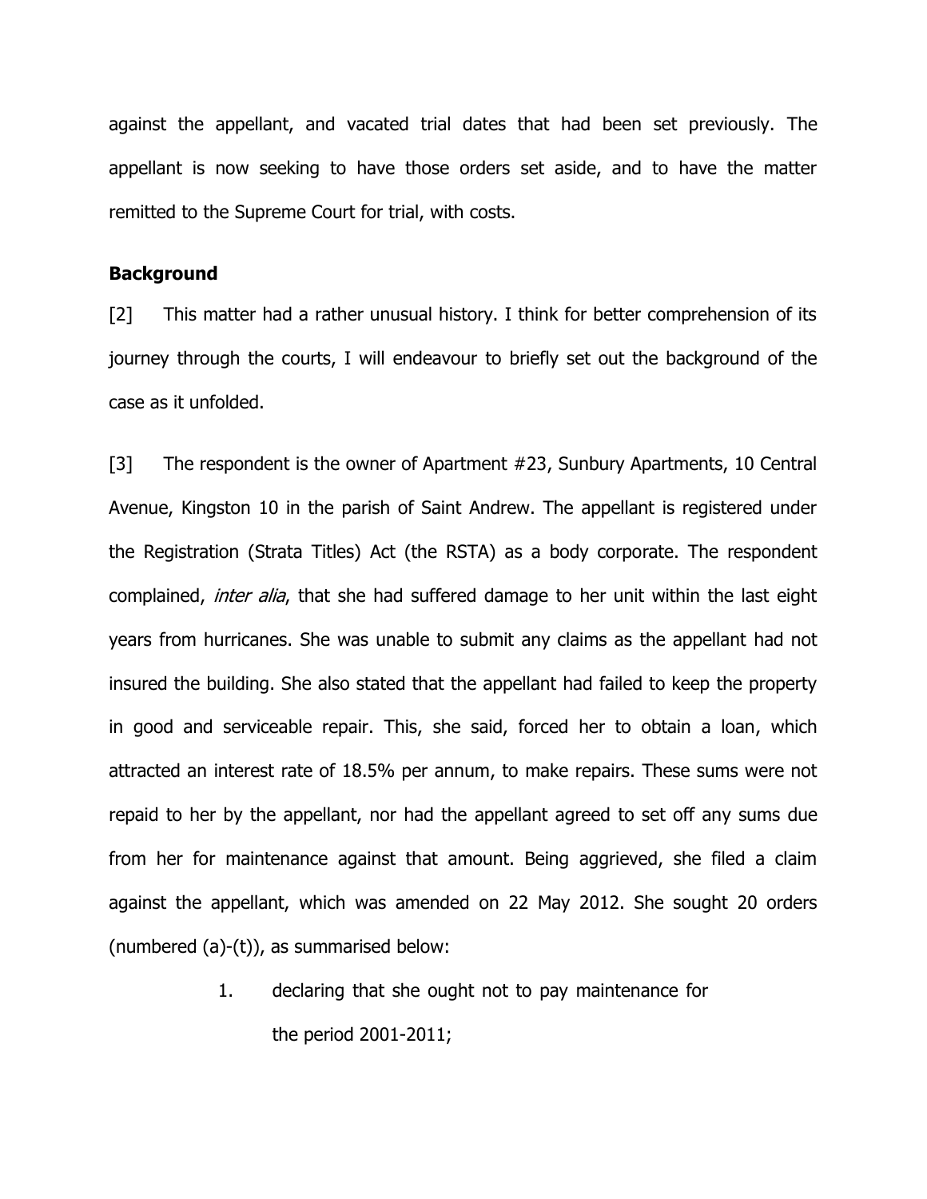against the appellant, and vacated trial dates that had been set previously. The appellant is now seeking to have those orders set aside, and to have the matter remitted to the Supreme Court for trial, with costs.

**Background**

[2] This matter had a rather unusual history. I think for better comprehension of its journey through the courts, I will endeavour to briefly set out the background of the case as it unfolded.

[3] The respondent is the owner of Apartment #23, Sunbury Apartments, 10 Central Avenue, Kingston 10 in the parish of Saint Andrew. The appellant is registered under the Registration (Strata Titles) Act (the RSTA) as a body corporate. The respondent complained, *inter alia*, that she had suffered damage to her unit within the last eight years from hurricanes. She was unable to submit any claims as the appellant had not insured the building. She also stated that the appellant had failed to keep the property in good and serviceable repair. This, she said, forced her to obtain a loan, which attracted an interest rate of 18.5% per annum, to make repairs. These sums were not repaid to her by the appellant, nor had the appellant agreed to set off any sums due from her for maintenance against that amount. Being aggrieved, she filed a claim against the appellant, which was amended on 22 May 2012. She sought 20 orders (numbered (a)-(t)), as summarised below:

1. declaring that she ought not to pay maintenance for the period 2001-2011;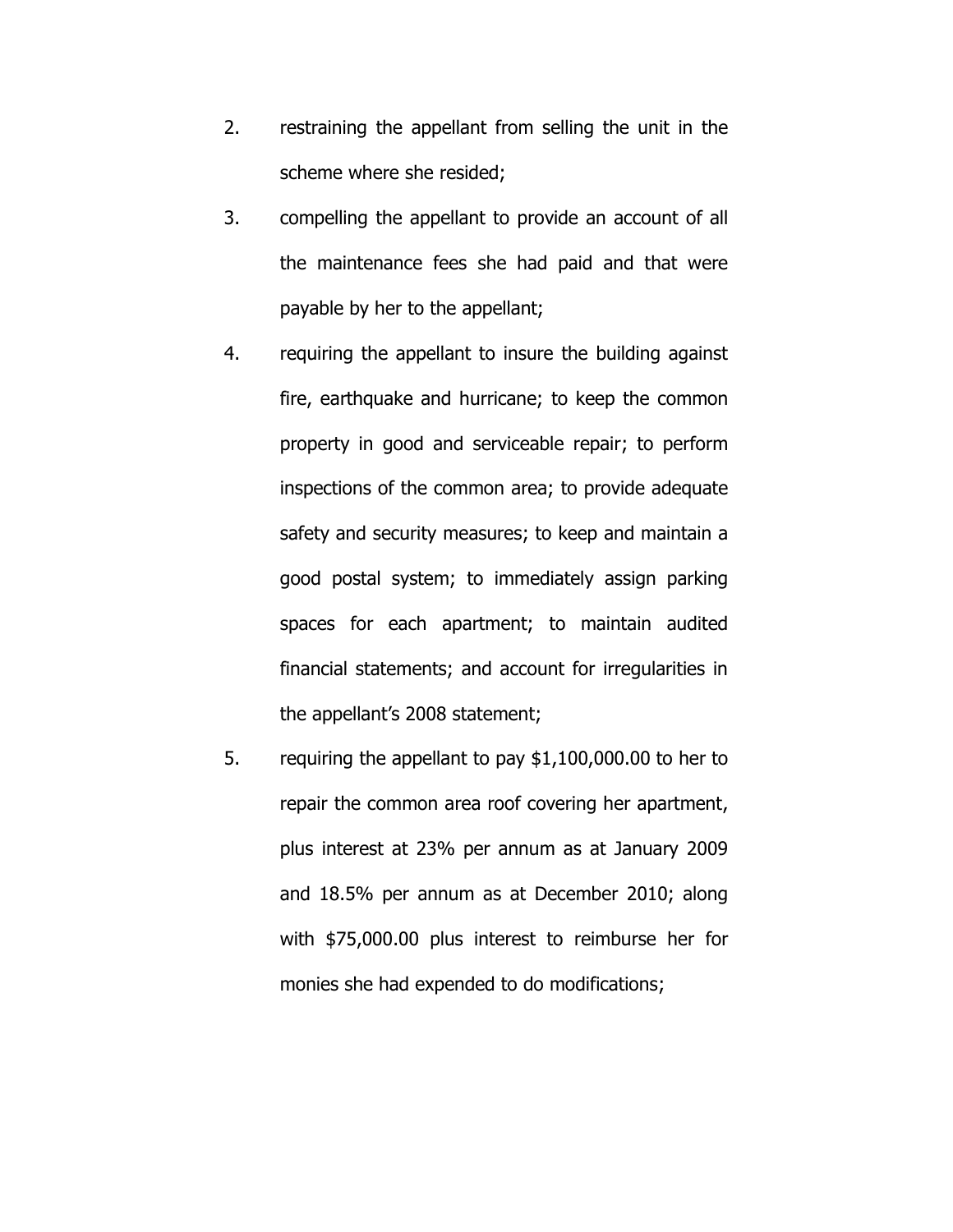2. restraining the appellant from selling the unit in the scheme where she resided;

3. compelling the appellant to provide an account of all the maintenance fees she had paid and that were payable by her to the appellant;

4. requiring the appellant to insure the building against fire, earthquake and hurricane; to keep the common property in good and serviceable repair; to perform inspections of the common area; to provide adequate safety and security measures; to keep and maintain a good postal system; to immediately assign parking spaces for each apartment; to maintain audited financial statements; and account for irregularities in the appellant's 2008 statement;

5. requiring the appellant to pay $1,100,000.00 to her to repair the common area roof covering her apartment, plus interest at 23% per annum as at January 2009 and 18.5% per annum as at December 2010; along with $75,000.00 plus interest to reimburse her for monies she had expended to do modifications;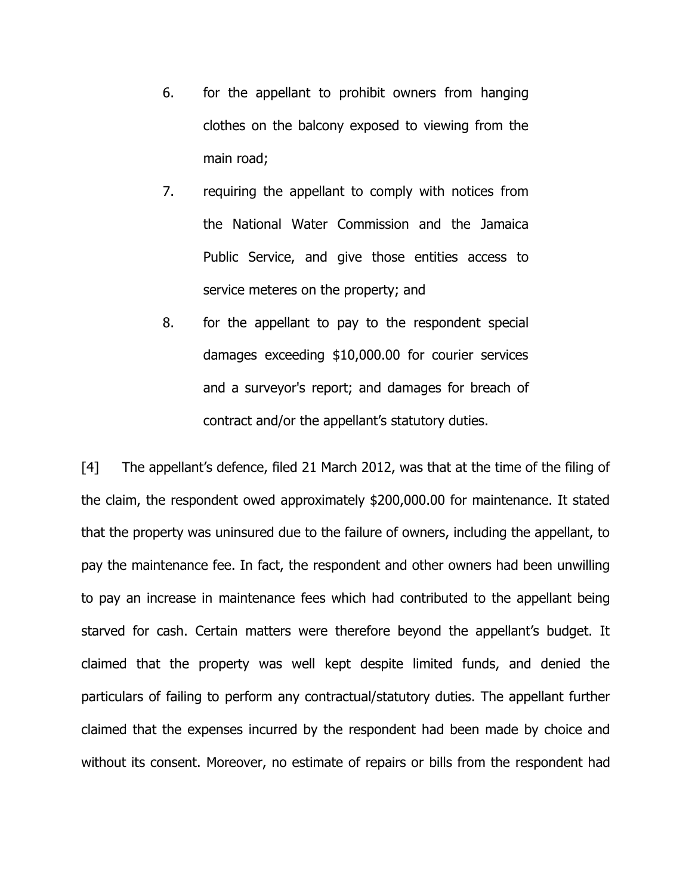6. for the appellant to prohibit owners from hanging clothes on the balcony exposed to viewing from the main road;

7. requiring the appellant to comply with notices from the National Water Commission and the Jamaica Public Service, and give those entities access to service meteres on the property; and

8. for the appellant to pay to the respondent special damages exceeding $10,000.00 for courier services and a surveyor's report; and damages for breach of contract and/or the appellant's statutory duties.

[4] The appellant's defence, filed 21 March 2012, was that at the time of the filing of the claim, the respondent owed approximately $200,000.00 for maintenance. It stated that the property was uninsured due to the failure of owners, including the appellant, to pay the maintenance fee. In fact, the respondent and other owners had been unwilling to pay an increase in maintenance fees which had contributed to the appellant being starved for cash. Certain matters were therefore beyond the appellant's budget. It claimed that the property was well kept despite limited funds, and denied the particulars of failing to perform any contractual/statutory duties. The appellant further claimed that the expenses incurred by the respondent had been made by choice and without its consent. Moreover, no estimate of repairs or bills from the respondent had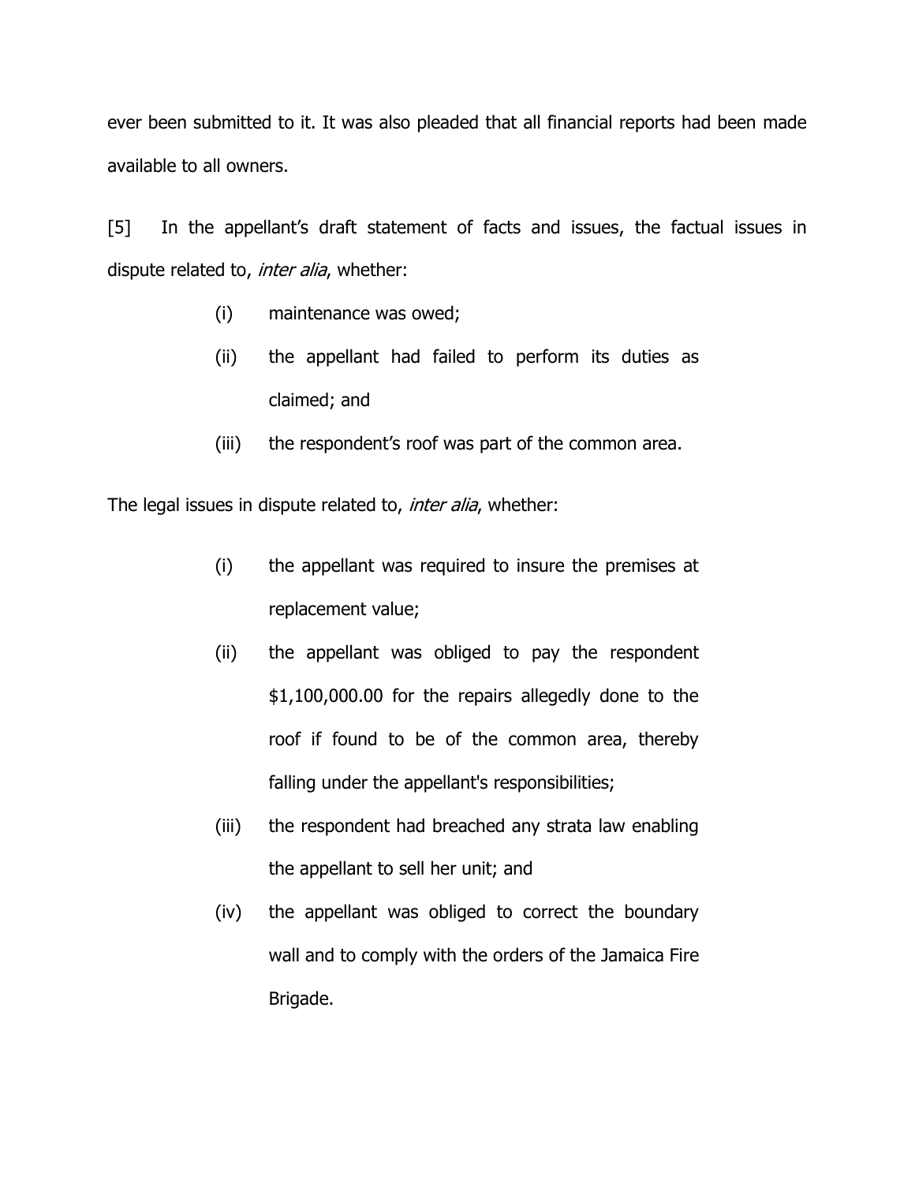ever been submitted to it. It was also pleaded that all financial reports had been made available to all owners.

[5] In the appellant's draft statement of facts and issues, the factual issues in dispute related to, *inter alia*, whether:

(i) maintenance was owed;

(ii) the appellant had failed to perform its duties as claimed; and

(iii) the respondent's roof was part of the common area.

The legal issues in dispute related to, *inter alia*, whether:

(i) the appellant was required to insure the premises at replacement value;

(ii) the appellant was obliged to pay the respondent $1,100,000.00 for the repairs allegedly done to the roof if found to be of the common area, thereby falling under the appellant's responsibilities;

(iii) the respondent had breached any strata law enabling the appellant to sell her unit; and

(iv) the appellant was obliged to correct the boundary wall and to comply with the orders of the Jamaica Fire Brigade.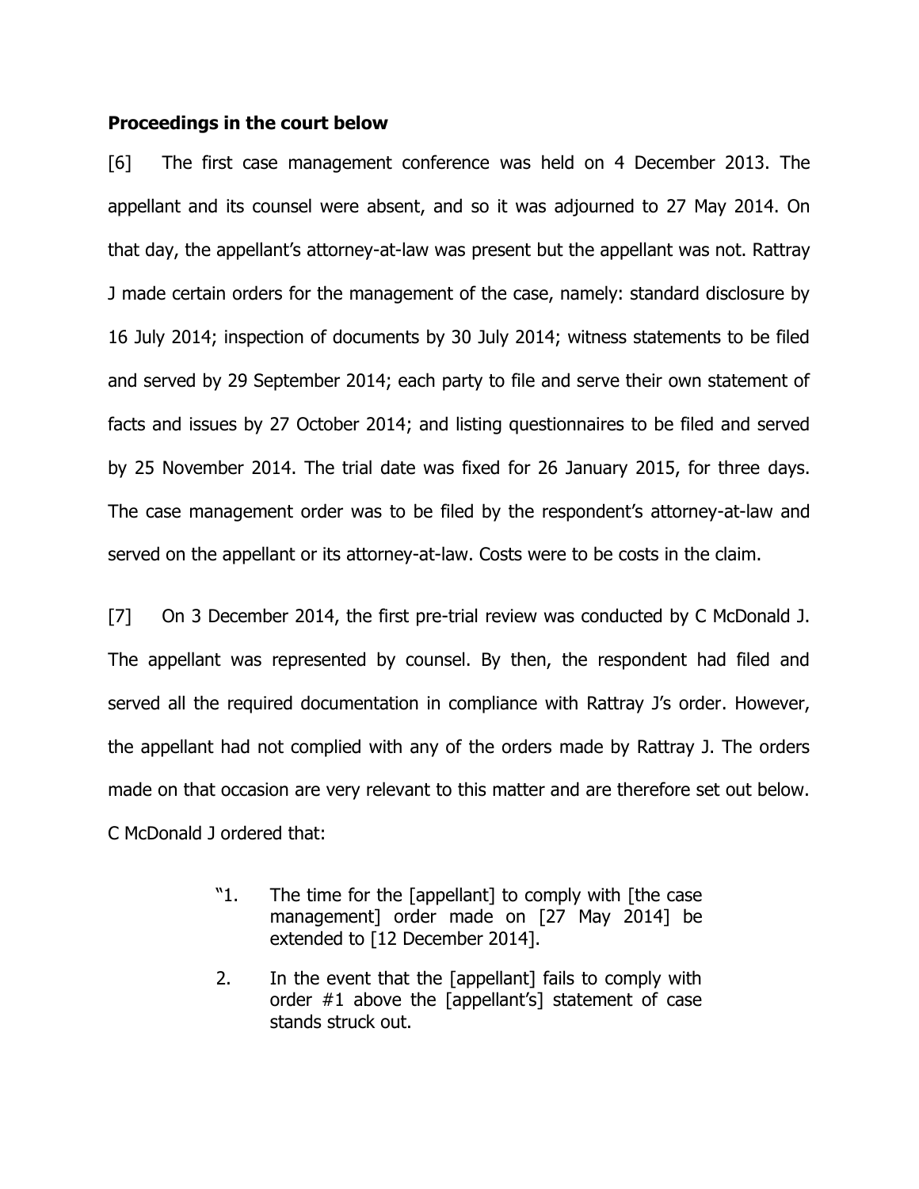**Proceedings in the court below**

[6] The first case management conference was held on 4 December 2013. The appellant and its counsel were absent, and so it was adjourned to 27 May 2014. On that day, the appellant's attorney-at-law was present but the appellant was not. Rattray J made certain orders for the management of the case, namely: standard disclosure by 16 July 2014; inspection of documents by 30 July 2014; witness statements to be filed and served by 29 September 2014; each party to file and serve their own statement of facts and issues by 27 October 2014; and listing questionnaires to be filed and served by 25 November 2014. The trial date was fixed for 26 January 2015, for three days. The case management order was to be filed by the respondent's attorney-at-law and served on the appellant or its attorney-at-law. Costs were to be costs in the claim.

[7] On 3 December 2014, the first pre-trial review was conducted by C McDonald J. The appellant was represented by counsel. By then, the respondent had filed and served all the required documentation in compliance with Rattray J's order. However, the appellant had not complied with any of the orders made by Rattray J. The orders made on that occasion are very relevant to this matter and are therefore set out below. C McDonald J ordered that:

> "1. The time for the [appellant] to comply with [the case management] order made on [27 May 2014] be extended to [12 December 2014].
>
> 2. In the event that the [appellant] fails to comply with order #1 above the [appellant's] statement of case stands struck out.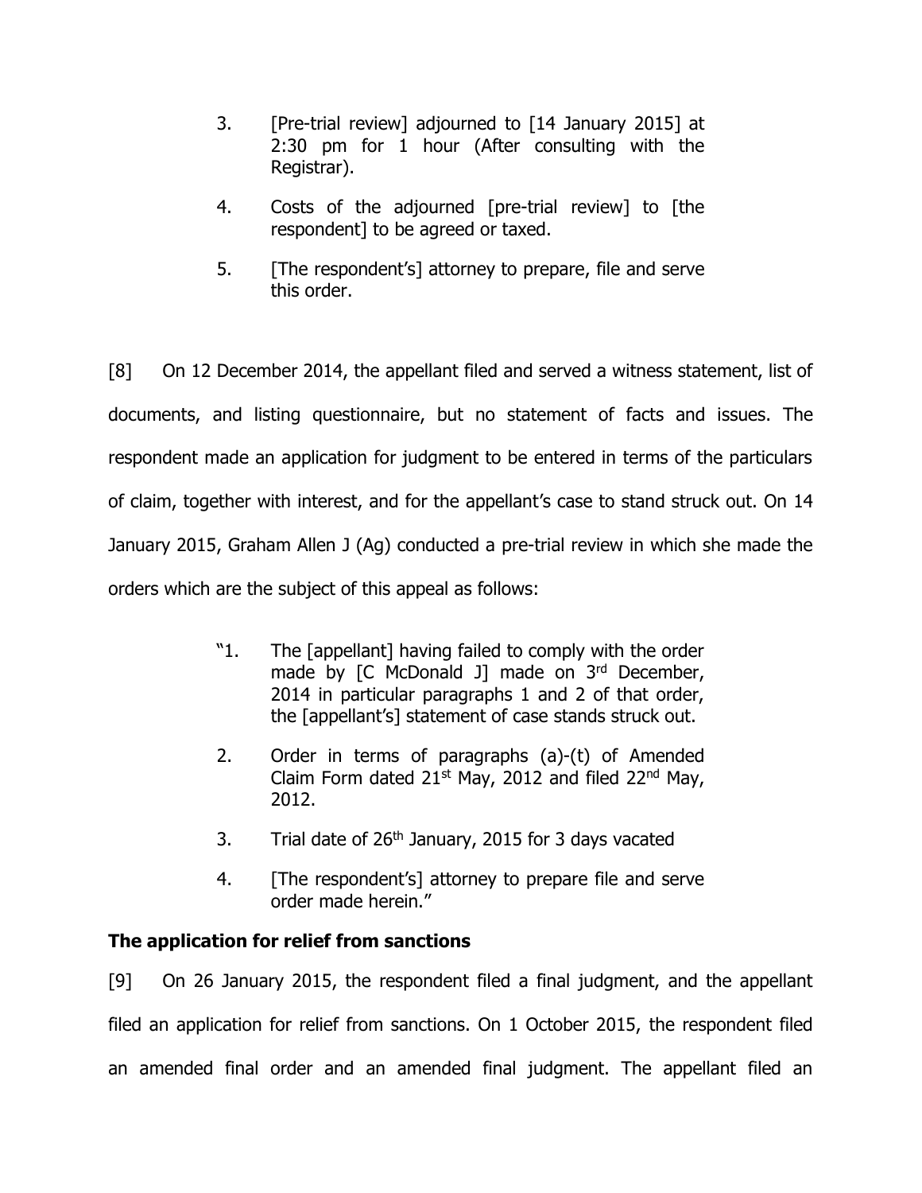3. [Pre-trial review] adjourned to [14 January 2015] at 2:30 pm for 1 hour (After consulting with the Registrar).

4. Costs of the adjourned [pre-trial review] to [the respondent] to be agreed or taxed.

5. [The respondent's] attorney to prepare, file and serve this order.

[8] On 12 December 2014, the appellant filed and served a witness statement, list of documents, and listing questionnaire, but no statement of facts and issues. The respondent made an application for judgment to be entered in terms of the particulars of claim, together with interest, and for the appellant's case to stand struck out. On 14 January 2015, Graham Allen J (Ag) conducted a pre-trial review in which she made the orders which are the subject of this appeal as follows:

> "1. The [appellant] having failed to comply with the order made by [C McDonald J] made on 3rd December, 2014 in particular paragraphs 1 and 2 of that order, the [appellant's] statement of case stands struck out.
>
> 2. Order in terms of paragraphs (a)-(t) of Amended Claim Form dated 21st May, 2012 and filed 22nd May, 2012.
>
> 3. Trial date of 26th January, 2015 for 3 days vacated
>
> 4. [The respondent's] attorney to prepare file and serve order made herein."

## The application for relief from sanctions

[9] On 26 January 2015, the respondent filed a final judgment, and the appellant filed an application for relief from sanctions. On 1 October 2015, the respondent filed an amended final order and an amended final judgment. The appellant filed an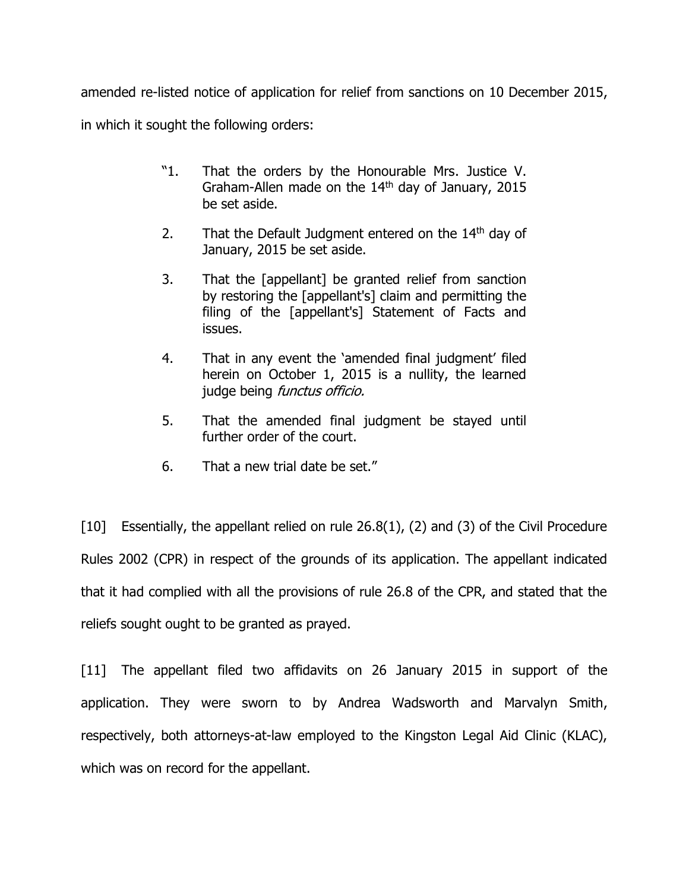amended re-listed notice of application for relief from sanctions on 10 December 2015, in which it sought the following orders:

> "1. That the orders by the Honourable Mrs. Justice V. Graham-Allen made on the 14th day of January, 2015 be set aside.
>
> 2. That the Default Judgment entered on the 14th day of January, 2015 be set aside.
>
> 3. That the [appellant] be granted relief from sanction by restoring the [appellant's] claim and permitting the filing of the [appellant's] Statement of Facts and issues.
>
> 4. That in any event the 'amended final judgment' filed herein on October 1, 2015 is a nullity, the learned judge being *functus officio.*
>
> 5. That the amended final judgment be stayed until further order of the court.
>
> 6. That a new trial date be set."

[10] Essentially, the appellant relied on rule 26.8(1), (2) and (3) of the Civil Procedure Rules 2002 (CPR) in respect of the grounds of its application. The appellant indicated that it had complied with all the provisions of rule 26.8 of the CPR, and stated that the reliefs sought ought to be granted as prayed.

[11] The appellant filed two affidavits on 26 January 2015 in support of the application. They were sworn to by Andrea Wadsworth and Marvalyn Smith, respectively, both attorneys-at-law employed to the Kingston Legal Aid Clinic (KLAC), which was on record for the appellant.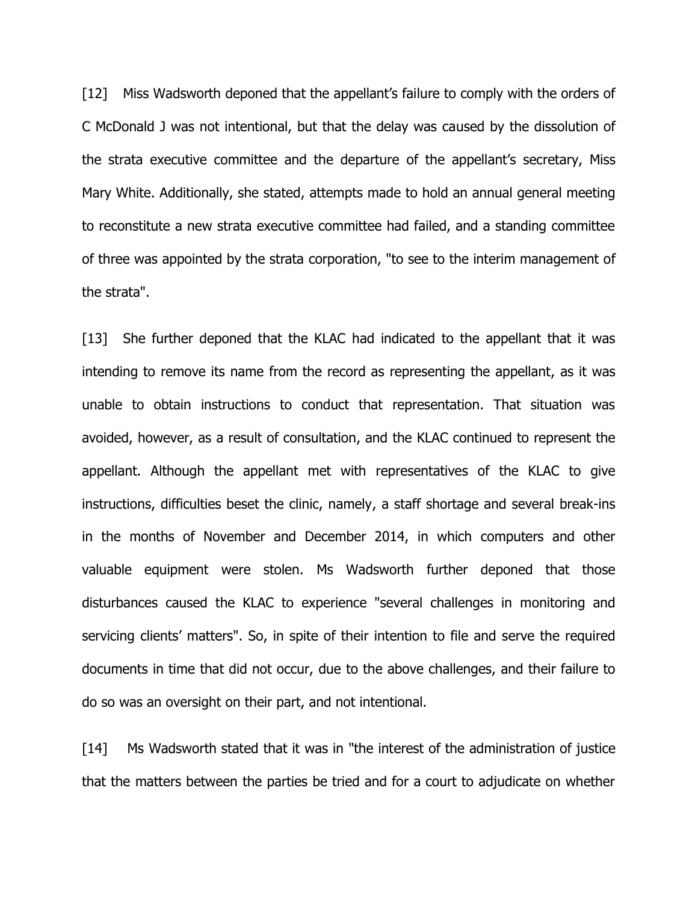[12] Miss Wadsworth deponed that the appellant's failure to comply with the orders of C McDonald J was not intentional, but that the delay was caused by the dissolution of the strata executive committee and the departure of the appellant's secretary, Miss Mary White. Additionally, she stated, attempts made to hold an annual general meeting to reconstitute a new strata executive committee had failed, and a standing committee of three was appointed by the strata corporation, "to see to the interim management of the strata".

[13] She further deponed that the KLAC had indicated to the appellant that it was intending to remove its name from the record as representing the appellant, as it was unable to obtain instructions to conduct that representation. That situation was avoided, however, as a result of consultation, and the KLAC continued to represent the appellant. Although the appellant met with representatives of the KLAC to give instructions, difficulties beset the clinic, namely, a staff shortage and several break-ins in the months of November and December 2014, in which computers and other valuable equipment were stolen. Ms Wadsworth further deponed that those disturbances caused the KLAC to experience "several challenges in monitoring and servicing clients' matters". So, in spite of their intention to file and serve the required documents in time that did not occur, due to the above challenges, and their failure to do so was an oversight on their part, and not intentional.

[14] Ms Wadsworth stated that it was in "the interest of the administration of justice that the matters between the parties be tried and for a court to adjudicate on whether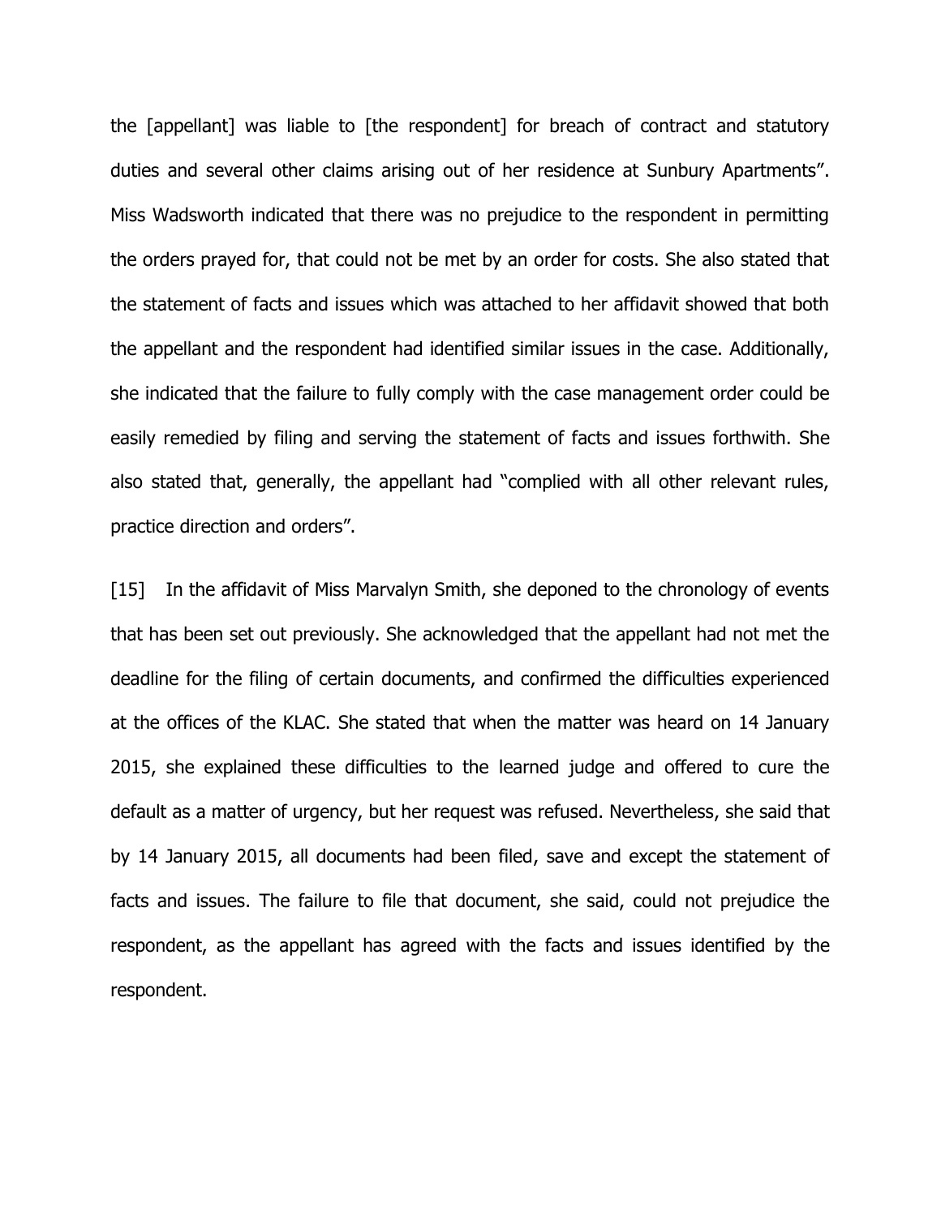the [appellant] was liable to [the respondent] for breach of contract and statutory duties and several other claims arising out of her residence at Sunbury Apartments". Miss Wadsworth indicated that there was no prejudice to the respondent in permitting the orders prayed for, that could not be met by an order for costs. She also stated that the statement of facts and issues which was attached to her affidavit showed that both the appellant and the respondent had identified similar issues in the case. Additionally, she indicated that the failure to fully comply with the case management order could be easily remedied by filing and serving the statement of facts and issues forthwith. She also stated that, generally, the appellant had "complied with all other relevant rules, practice direction and orders".

[15] In the affidavit of Miss Marvalyn Smith, she deponed to the chronology of events that has been set out previously. She acknowledged that the appellant had not met the deadline for the filing of certain documents, and confirmed the difficulties experienced at the offices of the KLAC. She stated that when the matter was heard on 14 January 2015, she explained these difficulties to the learned judge and offered to cure the default as a matter of urgency, but her request was refused. Nevertheless, she said that by 14 January 2015, all documents had been filed, save and except the statement of facts and issues. The failure to file that document, she said, could not prejudice the respondent, as the appellant has agreed with the facts and issues identified by the respondent.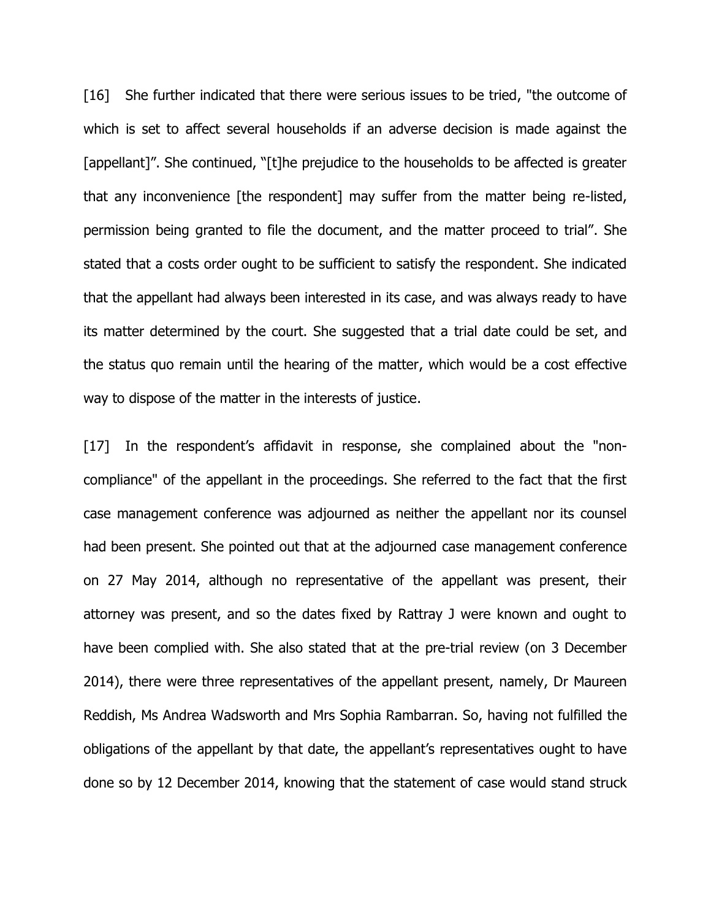[16] She further indicated that there were serious issues to be tried, "the outcome of which is set to affect several households if an adverse decision is made against the [appellant]". She continued, "[t]he prejudice to the households to be affected is greater that any inconvenience [the respondent] may suffer from the matter being re-listed, permission being granted to file the document, and the matter proceed to trial". She stated that a costs order ought to be sufficient to satisfy the respondent. She indicated that the appellant had always been interested in its case, and was always ready to have its matter determined by the court. She suggested that a trial date could be set, and the status quo remain until the hearing of the matter, which would be a cost effective way to dispose of the matter in the interests of justice.

[17] In the respondent's affidavit in response, she complained about the "non-compliance" of the appellant in the proceedings. She referred to the fact that the first case management conference was adjourned as neither the appellant nor its counsel had been present. She pointed out that at the adjourned case management conference on 27 May 2014, although no representative of the appellant was present, their attorney was present, and so the dates fixed by Rattray J were known and ought to have been complied with. She also stated that at the pre-trial review (on 3 December 2014), there were three representatives of the appellant present, namely, Dr Maureen Reddish, Ms Andrea Wadsworth and Mrs Sophia Rambarran. So, having not fulfilled the obligations of the appellant by that date, the appellant's representatives ought to have done so by 12 December 2014, knowing that the statement of case would stand struck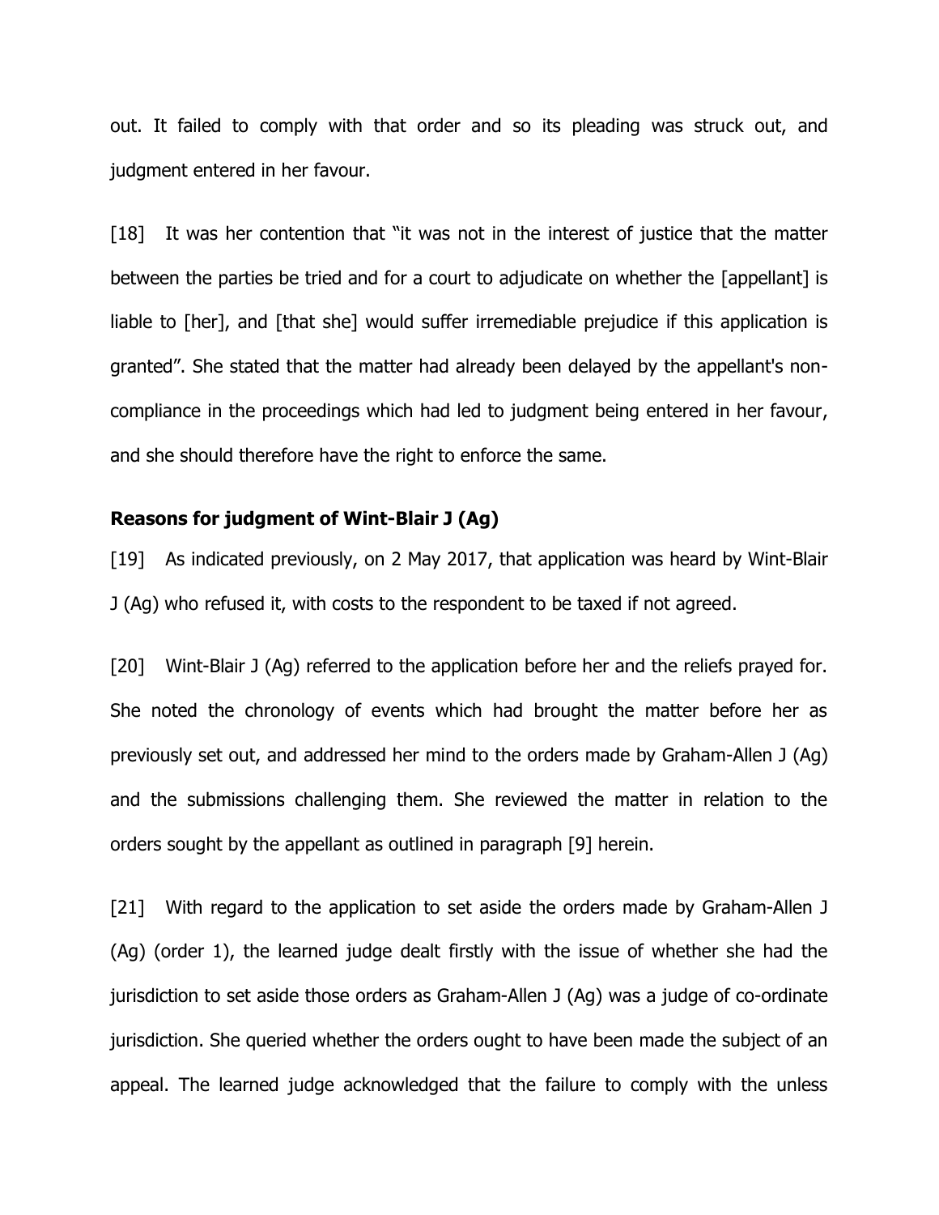out. It failed to comply with that order and so its pleading was struck out, and judgment entered in her favour.

[18] It was her contention that "it was not in the interest of justice that the matter between the parties be tried and for a court to adjudicate on whether the [appellant] is liable to [her], and [that she] would suffer irremediable prejudice if this application is granted". She stated that the matter had already been delayed by the appellant's non-compliance in the proceedings which had led to judgment being entered in her favour, and she should therefore have the right to enforce the same.

**Reasons for judgment of Wint-Blair J (Ag)**

[19] As indicated previously, on 2 May 2017, that application was heard by Wint-Blair J (Ag) who refused it, with costs to the respondent to be taxed if not agreed.

[20] Wint-Blair J (Ag) referred to the application before her and the reliefs prayed for. She noted the chronology of events which had brought the matter before her as previously set out, and addressed her mind to the orders made by Graham-Allen J (Ag) and the submissions challenging them. She reviewed the matter in relation to the orders sought by the appellant as outlined in paragraph [9] herein.

[21] With regard to the application to set aside the orders made by Graham-Allen J (Ag) (order 1), the learned judge dealt firstly with the issue of whether she had the jurisdiction to set aside those orders as Graham-Allen J (Ag) was a judge of co-ordinate jurisdiction. She queried whether the orders ought to have been made the subject of an appeal. The learned judge acknowledged that the failure to comply with the unless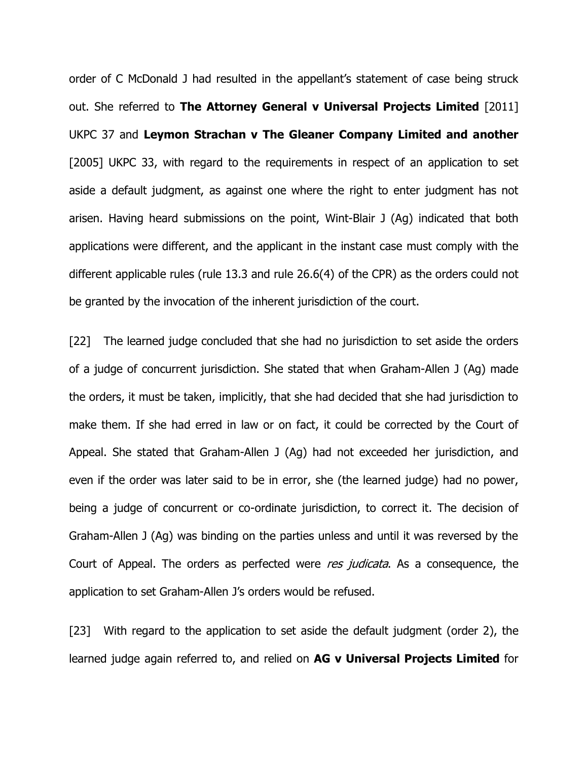order of C McDonald J had resulted in the appellant's statement of case being struck out. She referred to **The Attorney General v Universal Projects Limited** [2011] UKPC 37 and **Leymon Strachan v The Gleaner Company Limited and another** [2005] UKPC 33, with regard to the requirements in respect of an application to set aside a default judgment, as against one where the right to enter judgment has not arisen. Having heard submissions on the point, Wint-Blair J (Ag) indicated that both applications were different, and the applicant in the instant case must comply with the different applicable rules (rule 13.3 and rule 26.6(4) of the CPR) as the orders could not be granted by the invocation of the inherent jurisdiction of the court.

[22] The learned judge concluded that she had no jurisdiction to set aside the orders of a judge of concurrent jurisdiction. She stated that when Graham-Allen J (Ag) made the orders, it must be taken, implicitly, that she had decided that she had jurisdiction to make them. If she had erred in law or on fact, it could be corrected by the Court of Appeal. She stated that Graham-Allen J (Ag) had not exceeded her jurisdiction, and even if the order was later said to be in error, she (the learned judge) had no power, being a judge of concurrent or co-ordinate jurisdiction, to correct it. The decision of Graham-Allen J (Ag) was binding on the parties unless and until it was reversed by the Court of Appeal. The orders as perfected were *res judicata*. As a consequence, the application to set Graham-Allen J's orders would be refused.

[23] With regard to the application to set aside the default judgment (order 2), the learned judge again referred to, and relied on **AG v Universal Projects Limited** for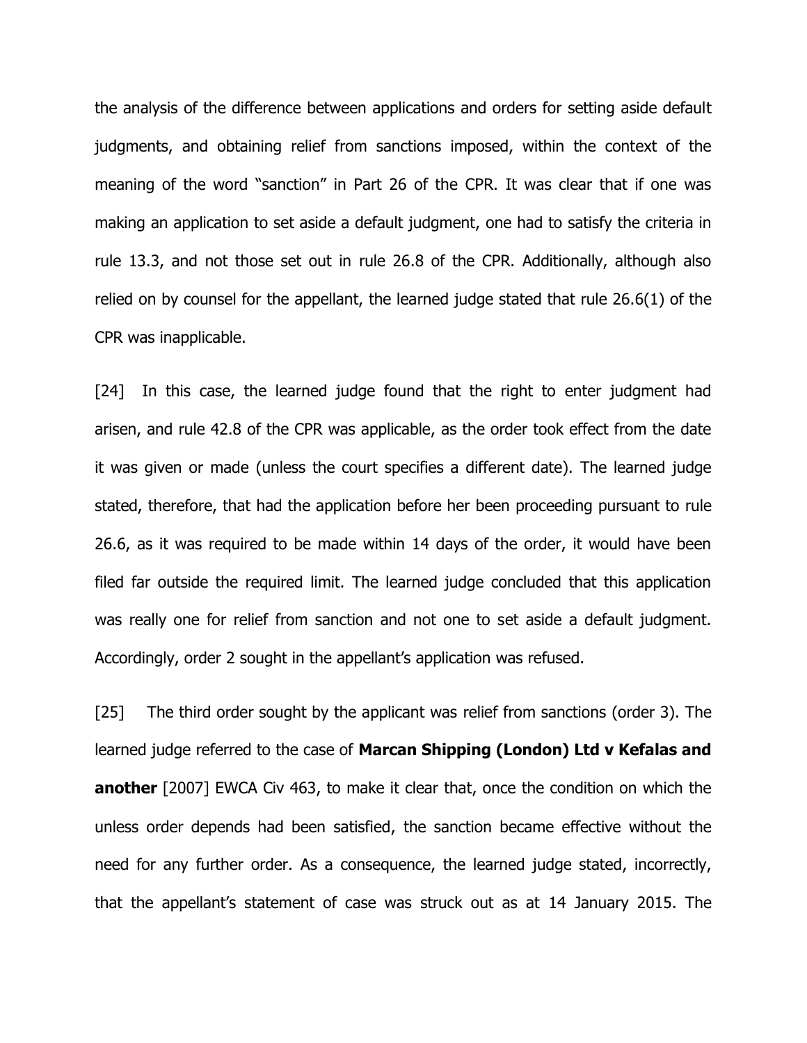the analysis of the difference between applications and orders for setting aside default judgments, and obtaining relief from sanctions imposed, within the context of the meaning of the word "sanction" in Part 26 of the CPR. It was clear that if one was making an application to set aside a default judgment, one had to satisfy the criteria in rule 13.3, and not those set out in rule 26.8 of the CPR. Additionally, although also relied on by counsel for the appellant, the learned judge stated that rule 26.6(1) of the CPR was inapplicable.

[24] In this case, the learned judge found that the right to enter judgment had arisen, and rule 42.8 of the CPR was applicable, as the order took effect from the date it was given or made (unless the court specifies a different date). The learned judge stated, therefore, that had the application before her been proceeding pursuant to rule 26.6, as it was required to be made within 14 days of the order, it would have been filed far outside the required limit. The learned judge concluded that this application was really one for relief from sanction and not one to set aside a default judgment. Accordingly, order 2 sought in the appellant's application was refused.

[25] The third order sought by the applicant was relief from sanctions (order 3). The learned judge referred to the case of **Marcan Shipping (London) Ltd v Kefalas and another** [2007] EWCA Civ 463, to make it clear that, once the condition on which the unless order depends had been satisfied, the sanction became effective without the need for any further order. As a consequence, the learned judge stated, incorrectly, that the appellant's statement of case was struck out as at 14 January 2015. The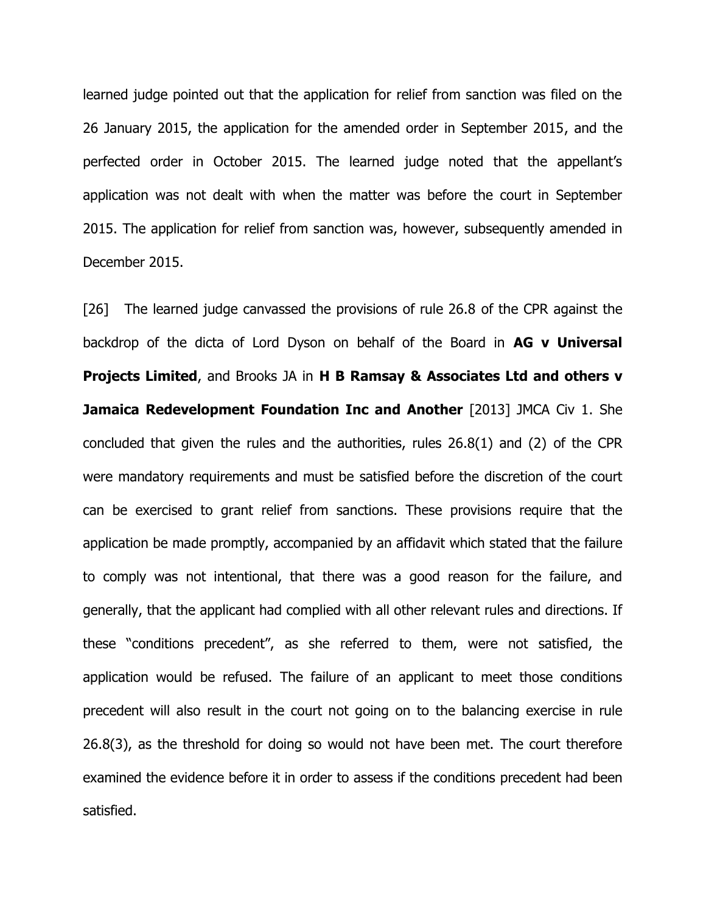learned judge pointed out that the application for relief from sanction was filed on the 26 January 2015, the application for the amended order in September 2015, and the perfected order in October 2015. The learned judge noted that the appellant's application was not dealt with when the matter was before the court in September 2015. The application for relief from sanction was, however, subsequently amended in December 2015.

[26] The learned judge canvassed the provisions of rule 26.8 of the CPR against the backdrop of the dicta of Lord Dyson on behalf of the Board in **AG v Universal Projects Limited**, and Brooks JA in **H B Ramsay & Associates Ltd and others v Jamaica Redevelopment Foundation Inc and Another** [2013] JMCA Civ 1. She concluded that given the rules and the authorities, rules 26.8(1) and (2) of the CPR were mandatory requirements and must be satisfied before the discretion of the court can be exercised to grant relief from sanctions. These provisions require that the application be made promptly, accompanied by an affidavit which stated that the failure to comply was not intentional, that there was a good reason for the failure, and generally, that the applicant had complied with all other relevant rules and directions. If these "conditions precedent", as she referred to them, were not satisfied, the application would be refused. The failure of an applicant to meet those conditions precedent will also result in the court not going on to the balancing exercise in rule 26.8(3), as the threshold for doing so would not have been met. The court therefore examined the evidence before it in order to assess if the conditions precedent had been satisfied.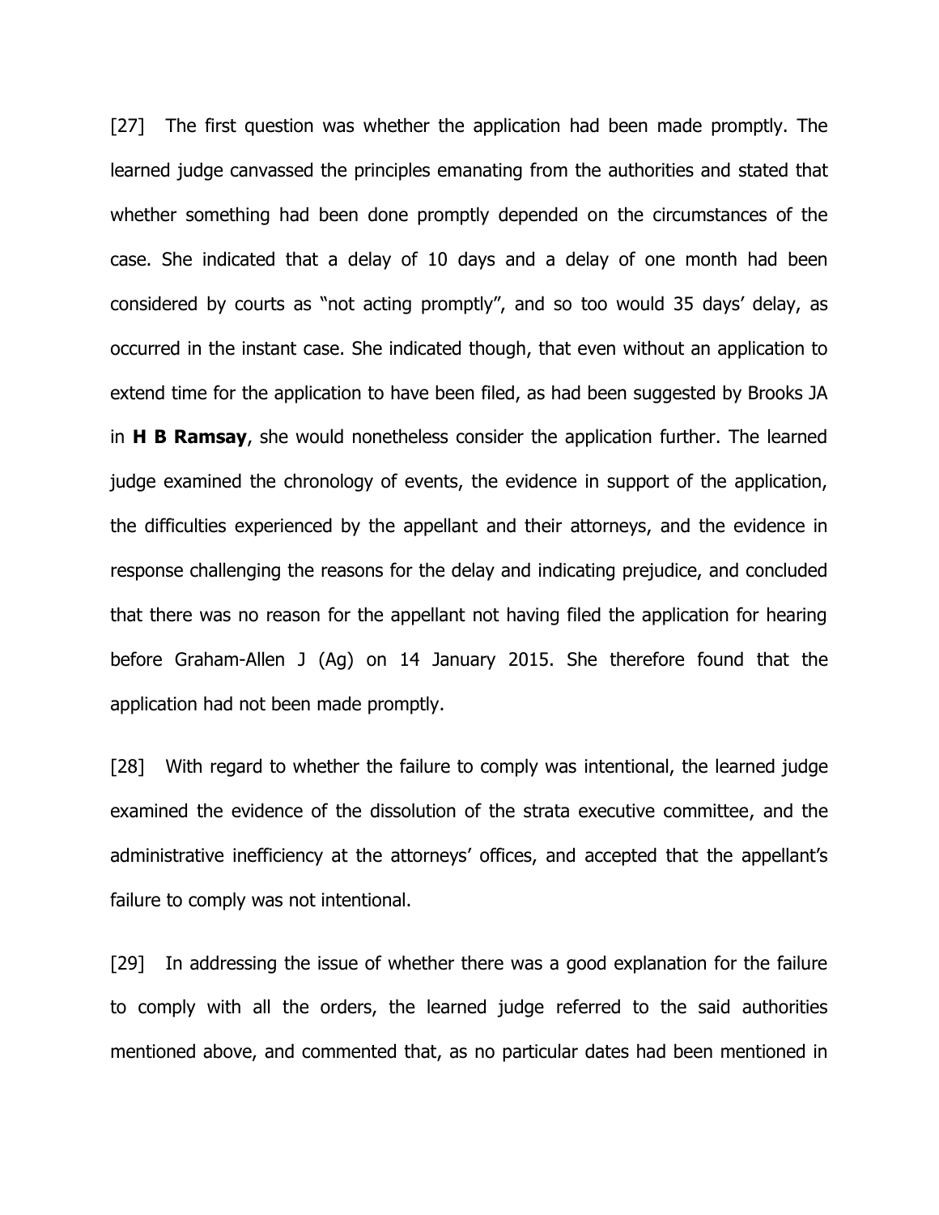[27] The first question was whether the application had been made promptly. The learned judge canvassed the principles emanating from the authorities and stated that whether something had been done promptly depended on the circumstances of the case. She indicated that a delay of 10 days and a delay of one month had been considered by courts as "not acting promptly", and so too would 35 days' delay, as occurred in the instant case. She indicated though, that even without an application to extend time for the application to have been filed, as had been suggested by Brooks JA in **H B Ramsay**, she would nonetheless consider the application further. The learned judge examined the chronology of events, the evidence in support of the application, the difficulties experienced by the appellant and their attorneys, and the evidence in response challenging the reasons for the delay and indicating prejudice, and concluded that there was no reason for the appellant not having filed the application for hearing before Graham-Allen J (Ag) on 14 January 2015. She therefore found that the application had not been made promptly.

[28] With regard to whether the failure to comply was intentional, the learned judge examined the evidence of the dissolution of the strata executive committee, and the administrative inefficiency at the attorneys' offices, and accepted that the appellant's failure to comply was not intentional.

[29] In addressing the issue of whether there was a good explanation for the failure to comply with all the orders, the learned judge referred to the said authorities mentioned above, and commented that, as no particular dates had been mentioned in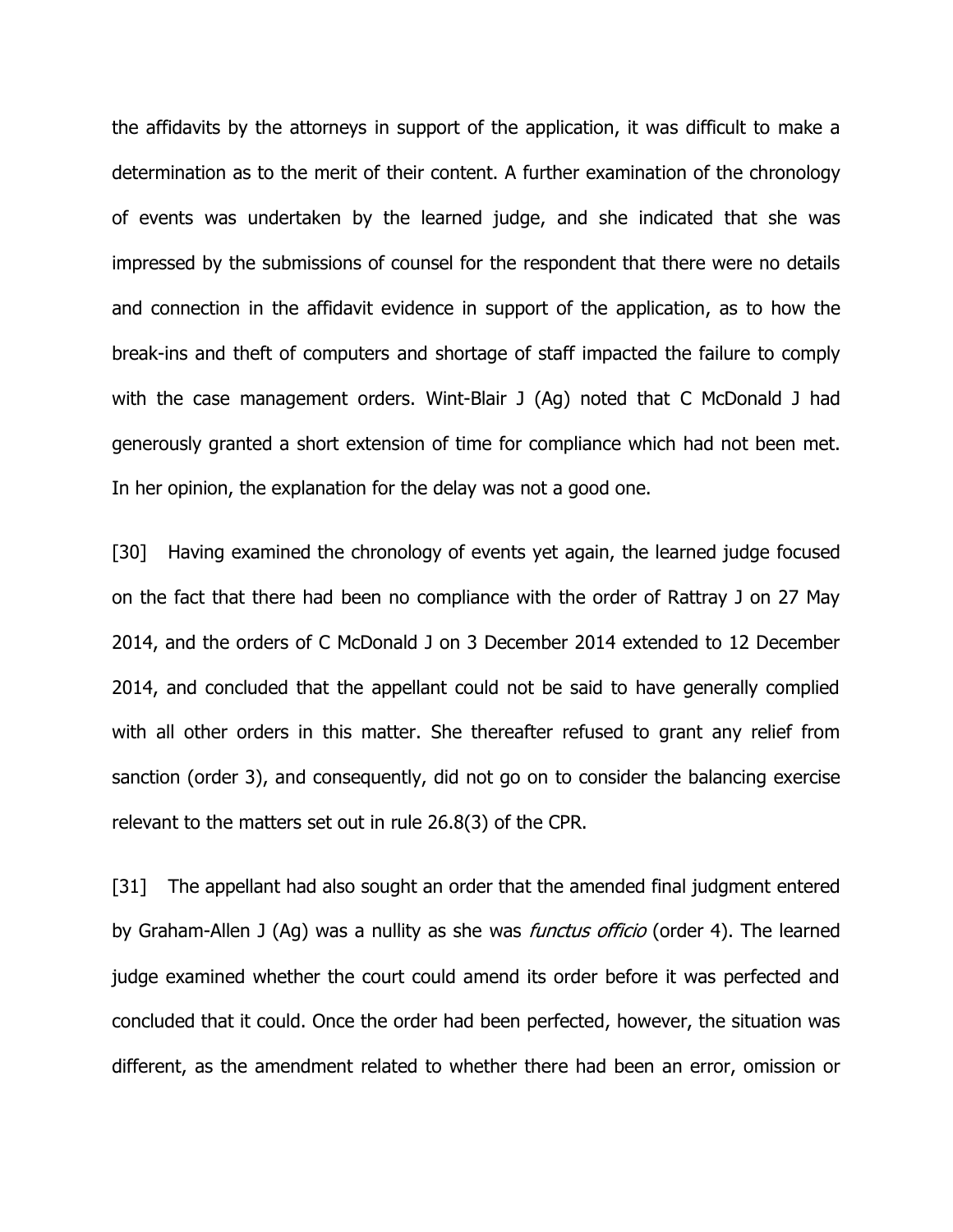the affidavits by the attorneys in support of the application, it was difficult to make a determination as to the merit of their content. A further examination of the chronology of events was undertaken by the learned judge, and she indicated that she was impressed by the submissions of counsel for the respondent that there were no details and connection in the affidavit evidence in support of the application, as to how the break-ins and theft of computers and shortage of staff impacted the failure to comply with the case management orders. Wint-Blair J (Ag) noted that C McDonald J had generously granted a short extension of time for compliance which had not been met. In her opinion, the explanation for the delay was not a good one.

[30] Having examined the chronology of events yet again, the learned judge focused on the fact that there had been no compliance with the order of Rattray J on 27 May 2014, and the orders of C McDonald J on 3 December 2014 extended to 12 December 2014, and concluded that the appellant could not be said to have generally complied with all other orders in this matter. She thereafter refused to grant any relief from sanction (order 3), and consequently, did not go on to consider the balancing exercise relevant to the matters set out in rule 26.8(3) of the CPR.

[31] The appellant had also sought an order that the amended final judgment entered by Graham-Allen J (Ag) was a nullity as she was *functus officio* (order 4). The learned judge examined whether the court could amend its order before it was perfected and concluded that it could. Once the order had been perfected, however, the situation was different, as the amendment related to whether there had been an error, omission or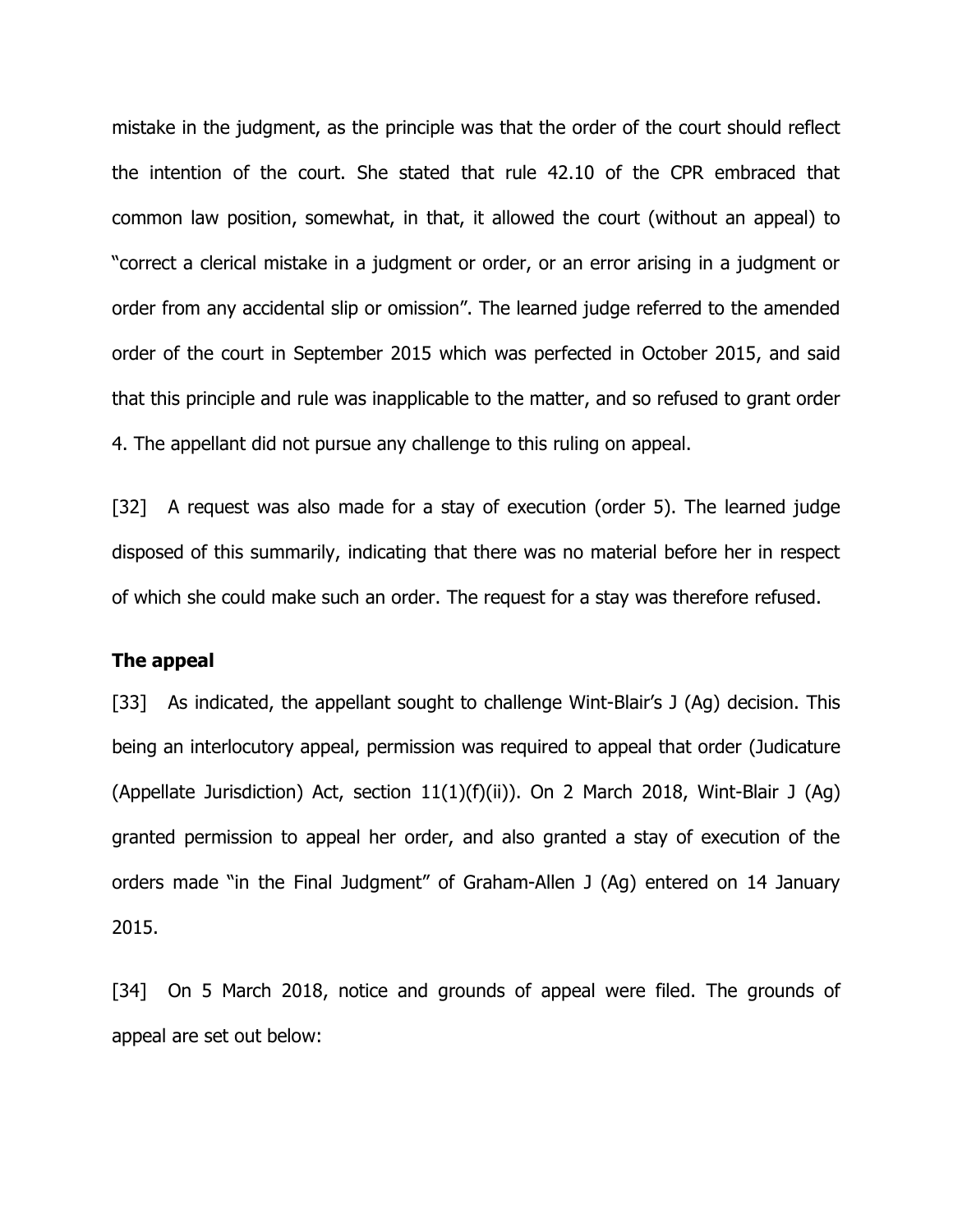mistake in the judgment, as the principle was that the order of the court should reflect the intention of the court. She stated that rule 42.10 of the CPR embraced that common law position, somewhat, in that, it allowed the court (without an appeal) to "correct a clerical mistake in a judgment or order, or an error arising in a judgment or order from any accidental slip or omission". The learned judge referred to the amended order of the court in September 2015 which was perfected in October 2015, and said that this principle and rule was inapplicable to the matter, and so refused to grant order 4. The appellant did not pursue any challenge to this ruling on appeal.

[32] A request was also made for a stay of execution (order 5). The learned judge disposed of this summarily, indicating that there was no material before her in respect of which she could make such an order. The request for a stay was therefore refused.

**The appeal**

[33] As indicated, the appellant sought to challenge Wint-Blair's J (Ag) decision. This being an interlocutory appeal, permission was required to appeal that order (Judicature (Appellate Jurisdiction) Act, section 11(1)(f)(ii)). On 2 March 2018, Wint-Blair J (Ag) granted permission to appeal her order, and also granted a stay of execution of the orders made "in the Final Judgment" of Graham-Allen J (Ag) entered on 14 January 2015.

[34] On 5 March 2018, notice and grounds of appeal were filed. The grounds of appeal are set out below: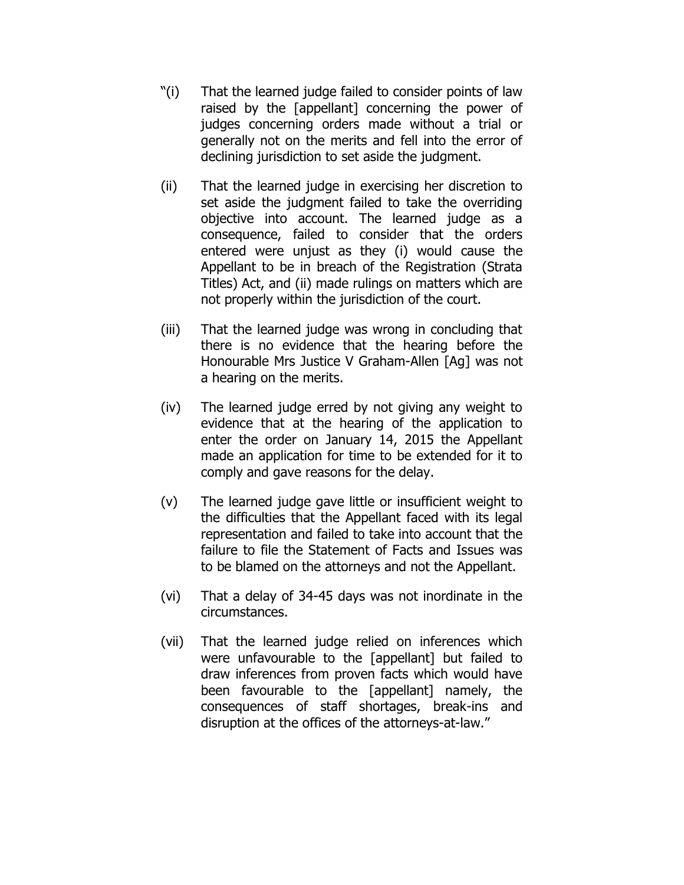"(i) That the learned judge failed to consider points of law raised by the [appellant] concerning the power of judges concerning orders made without a trial or generally not on the merits and fell into the error of declining jurisdiction to set aside the judgment.

(ii) That the learned judge in exercising her discretion to set aside the judgment failed to take the overriding objective into account. The learned judge as a consequence, failed to consider that the orders entered were unjust as they (i) would cause the Appellant to be in breach of the Registration (Strata Titles) Act, and (ii) made rulings on matters which are not properly within the jurisdiction of the court.

(iii) That the learned judge was wrong in concluding that there is no evidence that the hearing before the Honourable Mrs Justice V Graham-Allen [Ag] was not a hearing on the merits.

(iv) The learned judge erred by not giving any weight to evidence that at the hearing of the application to enter the order on January 14, 2015 the Appellant made an application for time to be extended for it to comply and gave reasons for the delay.

(v) The learned judge gave little or insufficient weight to the difficulties that the Appellant faced with its legal representation and failed to take into account that the failure to file the Statement of Facts and Issues was to be blamed on the attorneys and not the Appellant.

(vi) That a delay of 34-45 days was not inordinate in the circumstances.

(vii) That the learned judge relied on inferences which were unfavourable to the [appellant] but failed to draw inferences from proven facts which would have been favourable to the [appellant] namely, the consequences of staff shortages, break-ins and disruption at the offices of the attorneys-at-law."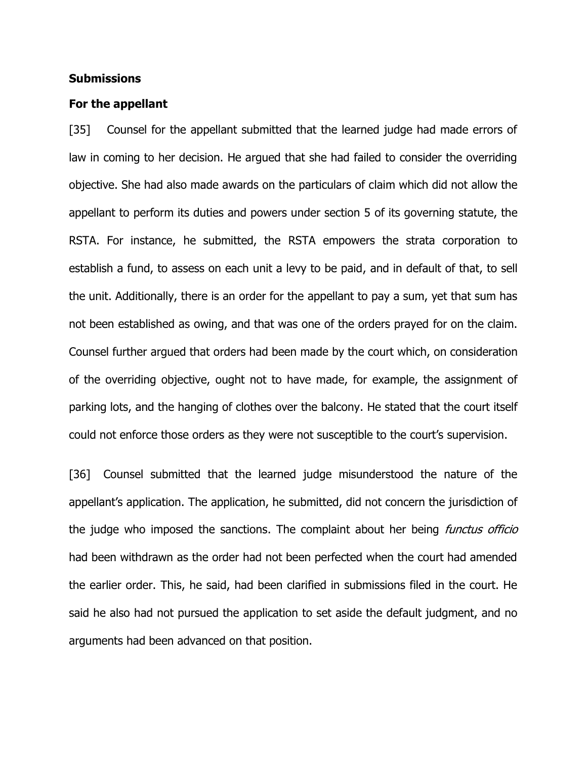**Submissions**

**For the appellant**

[35] Counsel for the appellant submitted that the learned judge had made errors of law in coming to her decision. He argued that she had failed to consider the overriding objective. She had also made awards on the particulars of claim which did not allow the appellant to perform its duties and powers under section 5 of its governing statute, the RSTA. For instance, he submitted, the RSTA empowers the strata corporation to establish a fund, to assess on each unit a levy to be paid, and in default of that, to sell the unit. Additionally, there is an order for the appellant to pay a sum, yet that sum has not been established as owing, and that was one of the orders prayed for on the claim. Counsel further argued that orders had been made by the court which, on consideration of the overriding objective, ought not to have made, for example, the assignment of parking lots, and the hanging of clothes over the balcony. He stated that the court itself could not enforce those orders as they were not susceptible to the court's supervision.

[36] Counsel submitted that the learned judge misunderstood the nature of the appellant's application. The application, he submitted, did not concern the jurisdiction of the judge who imposed the sanctions. The complaint about her being *functus officio* had been withdrawn as the order had not been perfected when the court had amended the earlier order. This, he said, had been clarified in submissions filed in the court. He said he also had not pursued the application to set aside the default judgment, and no arguments had been advanced on that position.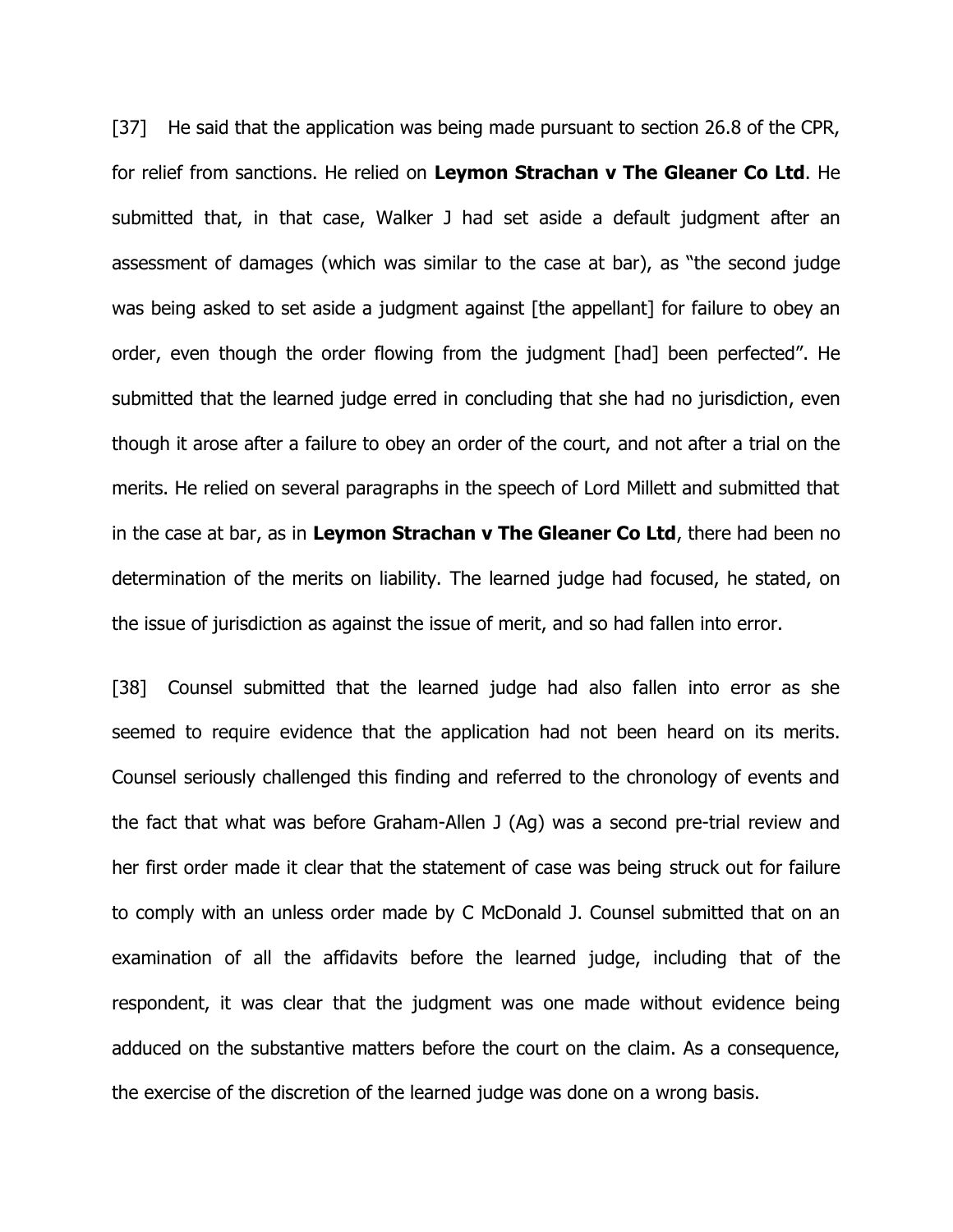[37] He said that the application was being made pursuant to section 26.8 of the CPR, for relief from sanctions. He relied on **Leymon Strachan v The Gleaner Co Ltd**. He submitted that, in that case, Walker J had set aside a default judgment after an assessment of damages (which was similar to the case at bar), as "the second judge was being asked to set aside a judgment against [the appellant] for failure to obey an order, even though the order flowing from the judgment [had] been perfected". He submitted that the learned judge erred in concluding that she had no jurisdiction, even though it arose after a failure to obey an order of the court, and not after a trial on the merits. He relied on several paragraphs in the speech of Lord Millett and submitted that in the case at bar, as in **Leymon Strachan v The Gleaner Co Ltd**, there had been no determination of the merits on liability. The learned judge had focused, he stated, on the issue of jurisdiction as against the issue of merit, and so had fallen into error.

[38] Counsel submitted that the learned judge had also fallen into error as she seemed to require evidence that the application had not been heard on its merits. Counsel seriously challenged this finding and referred to the chronology of events and the fact that what was before Graham-Allen J (Ag) was a second pre-trial review and her first order made it clear that the statement of case was being struck out for failure to comply with an unless order made by C McDonald J. Counsel submitted that on an examination of all the affidavits before the learned judge, including that of the respondent, it was clear that the judgment was one made without evidence being adduced on the substantive matters before the court on the claim. As a consequence, the exercise of the discretion of the learned judge was done on a wrong basis.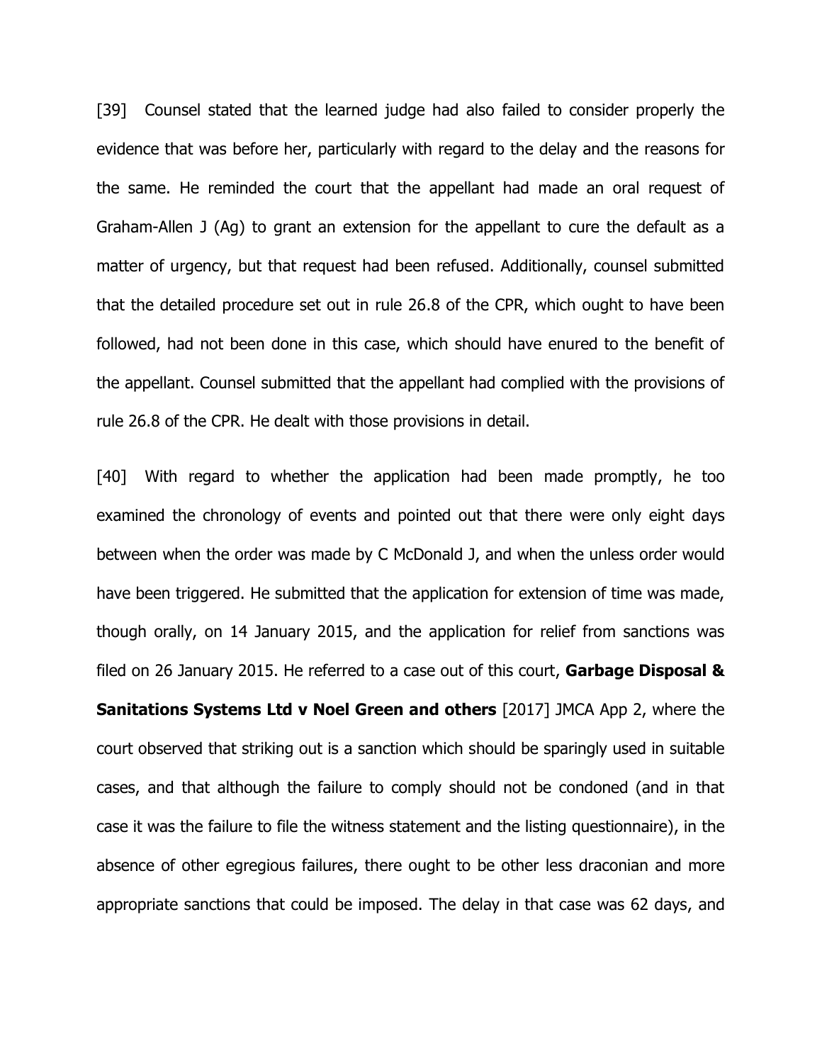[39] Counsel stated that the learned judge had also failed to consider properly the evidence that was before her, particularly with regard to the delay and the reasons for the same. He reminded the court that the appellant had made an oral request of Graham-Allen J (Ag) to grant an extension for the appellant to cure the default as a matter of urgency, but that request had been refused. Additionally, counsel submitted that the detailed procedure set out in rule 26.8 of the CPR, which ought to have been followed, had not been done in this case, which should have enured to the benefit of the appellant. Counsel submitted that the appellant had complied with the provisions of rule 26.8 of the CPR. He dealt with those provisions in detail.

[40] With regard to whether the application had been made promptly, he too examined the chronology of events and pointed out that there were only eight days between when the order was made by C McDonald J, and when the unless order would have been triggered. He submitted that the application for extension of time was made, though orally, on 14 January 2015, and the application for relief from sanctions was filed on 26 January 2015. He referred to a case out of this court, **Garbage Disposal & Sanitations Systems Ltd v Noel Green and others** [2017] JMCA App 2, where the court observed that striking out is a sanction which should be sparingly used in suitable cases, and that although the failure to comply should not be condoned (and in that case it was the failure to file the witness statement and the listing questionnaire), in the absence of other egregious failures, there ought to be other less draconian and more appropriate sanctions that could be imposed. The delay in that case was 62 days, and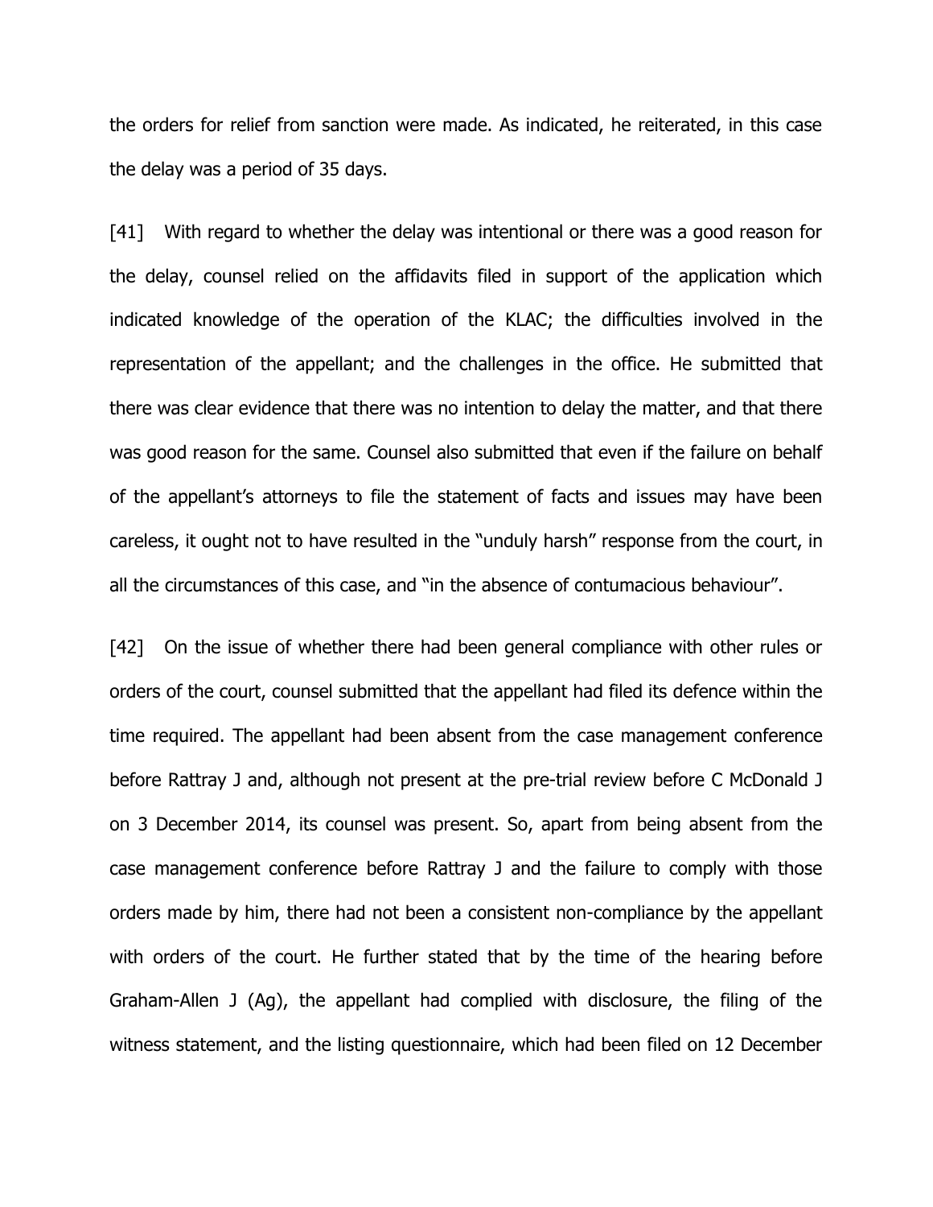the orders for relief from sanction were made. As indicated, he reiterated, in this case the delay was a period of 35 days.

[41] With regard to whether the delay was intentional or there was a good reason for the delay, counsel relied on the affidavits filed in support of the application which indicated knowledge of the operation of the KLAC; the difficulties involved in the representation of the appellant; and the challenges in the office. He submitted that there was clear evidence that there was no intention to delay the matter, and that there was good reason for the same. Counsel also submitted that even if the failure on behalf of the appellant's attorneys to file the statement of facts and issues may have been careless, it ought not to have resulted in the "unduly harsh" response from the court, in all the circumstances of this case, and "in the absence of contumacious behaviour".

[42] On the issue of whether there had been general compliance with other rules or orders of the court, counsel submitted that the appellant had filed its defence within the time required. The appellant had been absent from the case management conference before Rattray J and, although not present at the pre-trial review before C McDonald J on 3 December 2014, its counsel was present. So, apart from being absent from the case management conference before Rattray J and the failure to comply with those orders made by him, there had not been a consistent non-compliance by the appellant with orders of the court. He further stated that by the time of the hearing before Graham-Allen J (Ag), the appellant had complied with disclosure, the filing of the witness statement, and the listing questionnaire, which had been filed on 12 December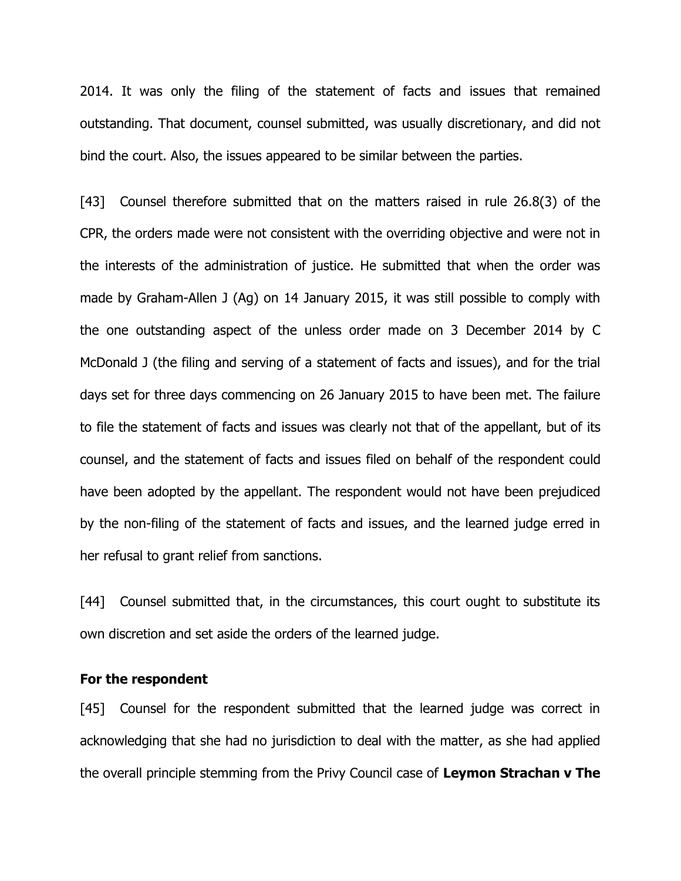2014. It was only the filing of the statement of facts and issues that remained outstanding. That document, counsel submitted, was usually discretionary, and did not bind the court. Also, the issues appeared to be similar between the parties.

[43] Counsel therefore submitted that on the matters raised in rule 26.8(3) of the CPR, the orders made were not consistent with the overriding objective and were not in the interests of the administration of justice. He submitted that when the order was made by Graham-Allen J (Ag) on 14 January 2015, it was still possible to comply with the one outstanding aspect of the unless order made on 3 December 2014 by C McDonald J (the filing and serving of a statement of facts and issues), and for the trial days set for three days commencing on 26 January 2015 to have been met. The failure to file the statement of facts and issues was clearly not that of the appellant, but of its counsel, and the statement of facts and issues filed on behalf of the respondent could have been adopted by the appellant. The respondent would not have been prejudiced by the non-filing of the statement of facts and issues, and the learned judge erred in her refusal to grant relief from sanctions.

[44] Counsel submitted that, in the circumstances, this court ought to substitute its own discretion and set aside the orders of the learned judge.

**For the respondent**

[45] Counsel for the respondent submitted that the learned judge was correct in acknowledging that she had no jurisdiction to deal with the matter, as she had applied the overall principle stemming from the Privy Council case of **Leymon Strachan v The**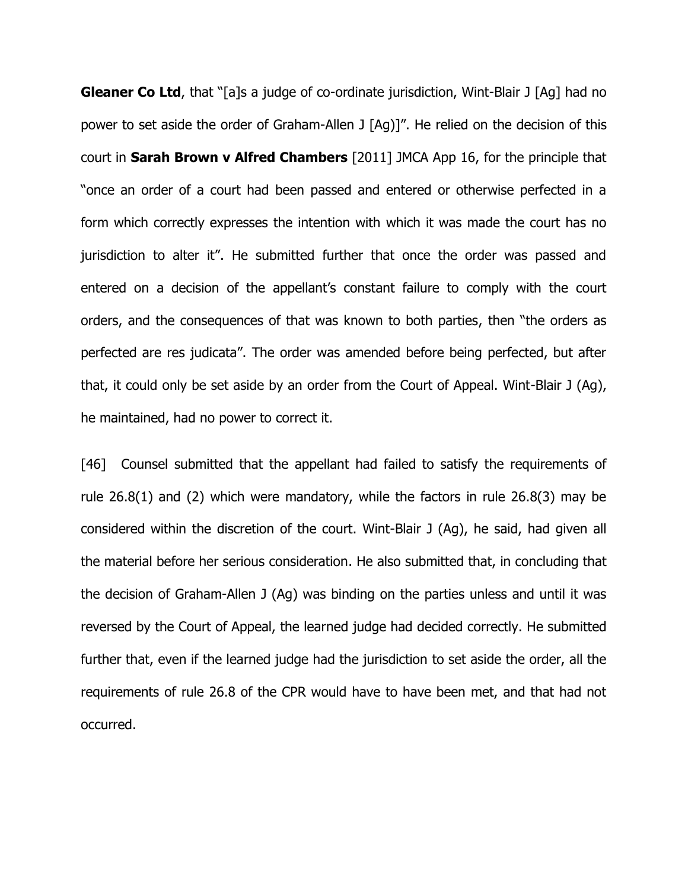**Gleaner Co Ltd**, that "[a]s a judge of co-ordinate jurisdiction, Wint-Blair J [Ag] had no power to set aside the order of Graham-Allen J [Ag)]". He relied on the decision of this court in **Sarah Brown v Alfred Chambers** [2011] JMCA App 16, for the principle that "once an order of a court had been passed and entered or otherwise perfected in a form which correctly expresses the intention with which it was made the court has no jurisdiction to alter it". He submitted further that once the order was passed and entered on a decision of the appellant's constant failure to comply with the court orders, and the consequences of that was known to both parties, then "the orders as perfected are res judicata". The order was amended before being perfected, but after that, it could only be set aside by an order from the Court of Appeal. Wint-Blair J (Ag), he maintained, had no power to correct it.

[46] Counsel submitted that the appellant had failed to satisfy the requirements of rule 26.8(1) and (2) which were mandatory, while the factors in rule 26.8(3) may be considered within the discretion of the court. Wint-Blair J (Ag), he said, had given all the material before her serious consideration. He also submitted that, in concluding that the decision of Graham-Allen J (Ag) was binding on the parties unless and until it was reversed by the Court of Appeal, the learned judge had decided correctly. He submitted further that, even if the learned judge had the jurisdiction to set aside the order, all the requirements of rule 26.8 of the CPR would have to have been met, and that had not occurred.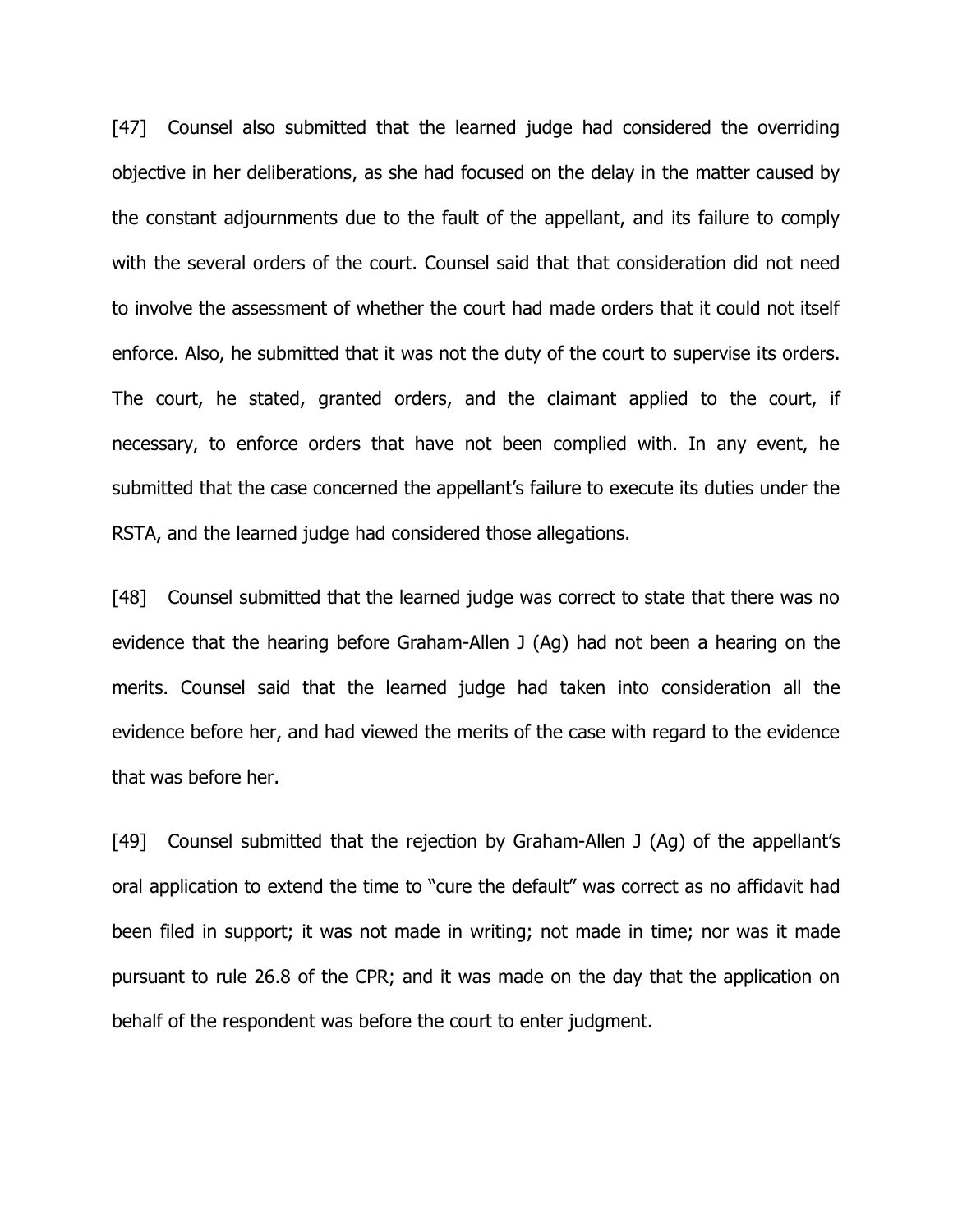[47] Counsel also submitted that the learned judge had considered the overriding objective in her deliberations, as she had focused on the delay in the matter caused by the constant adjournments due to the fault of the appellant, and its failure to comply with the several orders of the court. Counsel said that that consideration did not need to involve the assessment of whether the court had made orders that it could not itself enforce. Also, he submitted that it was not the duty of the court to supervise its orders. The court, he stated, granted orders, and the claimant applied to the court, if necessary, to enforce orders that have not been complied with. In any event, he submitted that the case concerned the appellant's failure to execute its duties under the RSTA, and the learned judge had considered those allegations.

[48] Counsel submitted that the learned judge was correct to state that there was no evidence that the hearing before Graham-Allen J (Ag) had not been a hearing on the merits. Counsel said that the learned judge had taken into consideration all the evidence before her, and had viewed the merits of the case with regard to the evidence that was before her.

[49] Counsel submitted that the rejection by Graham-Allen J (Ag) of the appellant's oral application to extend the time to "cure the default" was correct as no affidavit had been filed in support; it was not made in writing; not made in time; nor was it made pursuant to rule 26.8 of the CPR; and it was made on the day that the application on behalf of the respondent was before the court to enter judgment.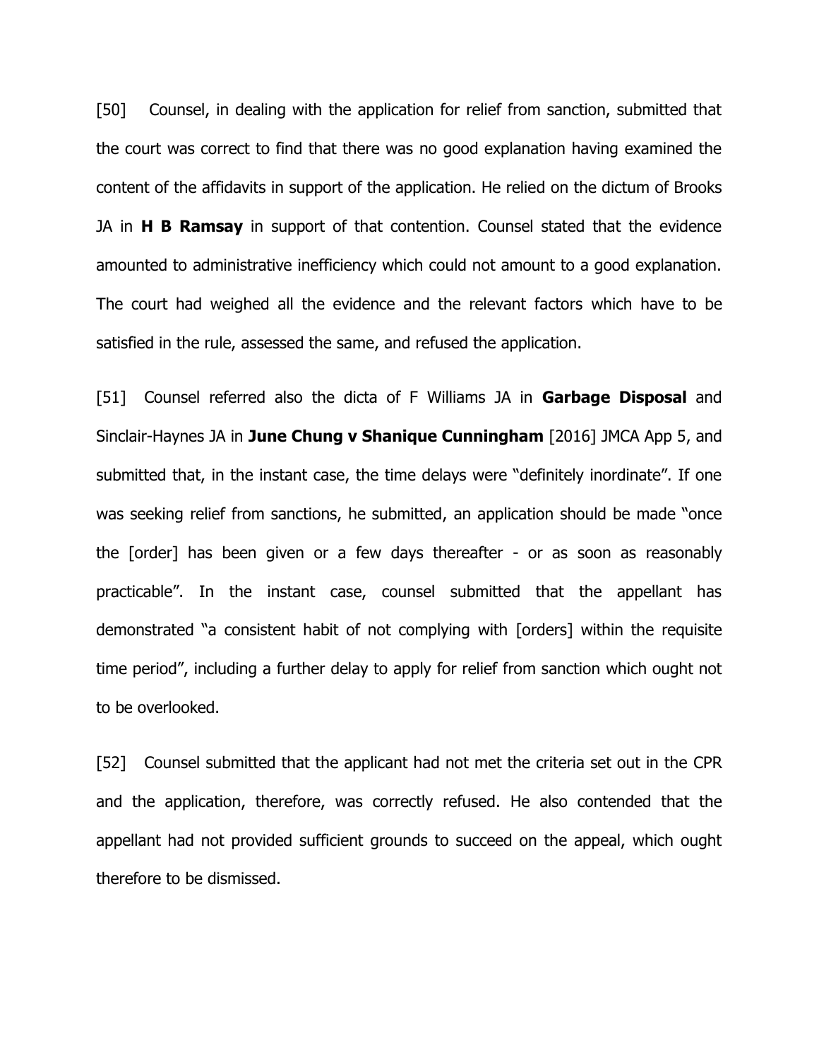[50] Counsel, in dealing with the application for relief from sanction, submitted that the court was correct to find that there was no good explanation having examined the content of the affidavits in support of the application. He relied on the dictum of Brooks JA in **H B Ramsay** in support of that contention. Counsel stated that the evidence amounted to administrative inefficiency which could not amount to a good explanation. The court had weighed all the evidence and the relevant factors which have to be satisfied in the rule, assessed the same, and refused the application.

[51] Counsel referred also the dicta of F Williams JA in **Garbage Disposal** and Sinclair-Haynes JA in **June Chung v Shanique Cunningham** [2016] JMCA App 5, and submitted that, in the instant case, the time delays were "definitely inordinate". If one was seeking relief from sanctions, he submitted, an application should be made "once the [order] has been given or a few days thereafter - or as soon as reasonably practicable". In the instant case, counsel submitted that the appellant has demonstrated "a consistent habit of not complying with [orders] within the requisite time period", including a further delay to apply for relief from sanction which ought not to be overlooked.

[52] Counsel submitted that the applicant had not met the criteria set out in the CPR and the application, therefore, was correctly refused. He also contended that the appellant had not provided sufficient grounds to succeed on the appeal, which ought therefore to be dismissed.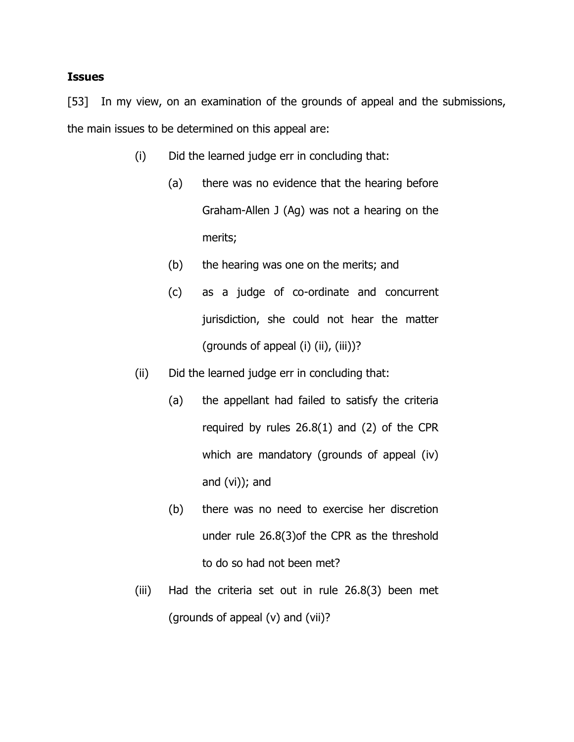**Issues**

[53] In my view, on an examination of the grounds of appeal and the submissions, the main issues to be determined on this appeal are:

(i) Did the learned judge err in concluding that:

  (a) there was no evidence that the hearing before Graham-Allen J (Ag) was not a hearing on the merits;

  (b) the hearing was one on the merits; and

  (c) as a judge of co-ordinate and concurrent jurisdiction, she could not hear the matter (grounds of appeal (i) (ii), (iii))?

(ii) Did the learned judge err in concluding that:

  (a) the appellant had failed to satisfy the criteria required by rules 26.8(1) and (2) of the CPR which are mandatory (grounds of appeal (iv) and (vi)); and

  (b) there was no need to exercise her discretion under rule 26.8(3)of the CPR as the threshold to do so had not been met?

(iii) Had the criteria set out in rule 26.8(3) been met (grounds of appeal (v) and (vii)?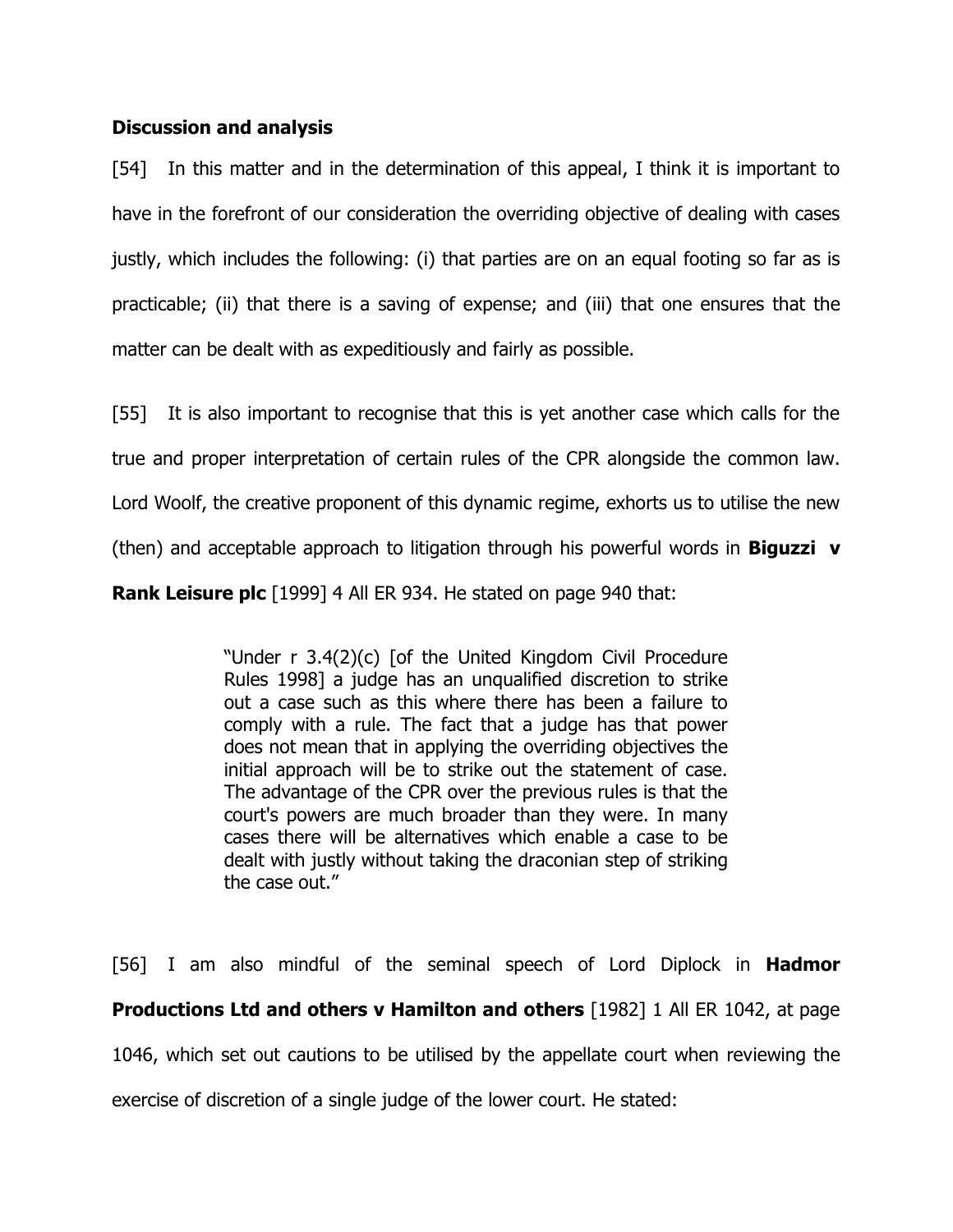**Discussion and analysis**

[54] In this matter and in the determination of this appeal, I think it is important to have in the forefront of our consideration the overriding objective of dealing with cases justly, which includes the following: (i) that parties are on an equal footing so far as is practicable; (ii) that there is a saving of expense; and (iii) that one ensures that the matter can be dealt with as expeditiously and fairly as possible.

[55] It is also important to recognise that this is yet another case which calls for the true and proper interpretation of certain rules of the CPR alongside the common law. Lord Woolf, the creative proponent of this dynamic regime, exhorts us to utilise the new (then) and acceptable approach to litigation through his powerful words in **Biguzzi v Rank Leisure plc** [1999] 4 All ER 934. He stated on page 940 that:

> "Under r 3.4(2)(c) [of the United Kingdom Civil Procedure Rules 1998] a judge has an unqualified discretion to strike out a case such as this where there has been a failure to comply with a rule. The fact that a judge has that power does not mean that in applying the overriding objectives the initial approach will be to strike out the statement of case. The advantage of the CPR over the previous rules is that the court's powers are much broader than they were. In many cases there will be alternatives which enable a case to be dealt with justly without taking the draconian step of striking the case out."

[56] I am also mindful of the seminal speech of Lord Diplock in **Hadmor Productions Ltd and others v Hamilton and others** [1982] 1 All ER 1042, at page 1046, which set out cautions to be utilised by the appellate court when reviewing the exercise of discretion of a single judge of the lower court. He stated: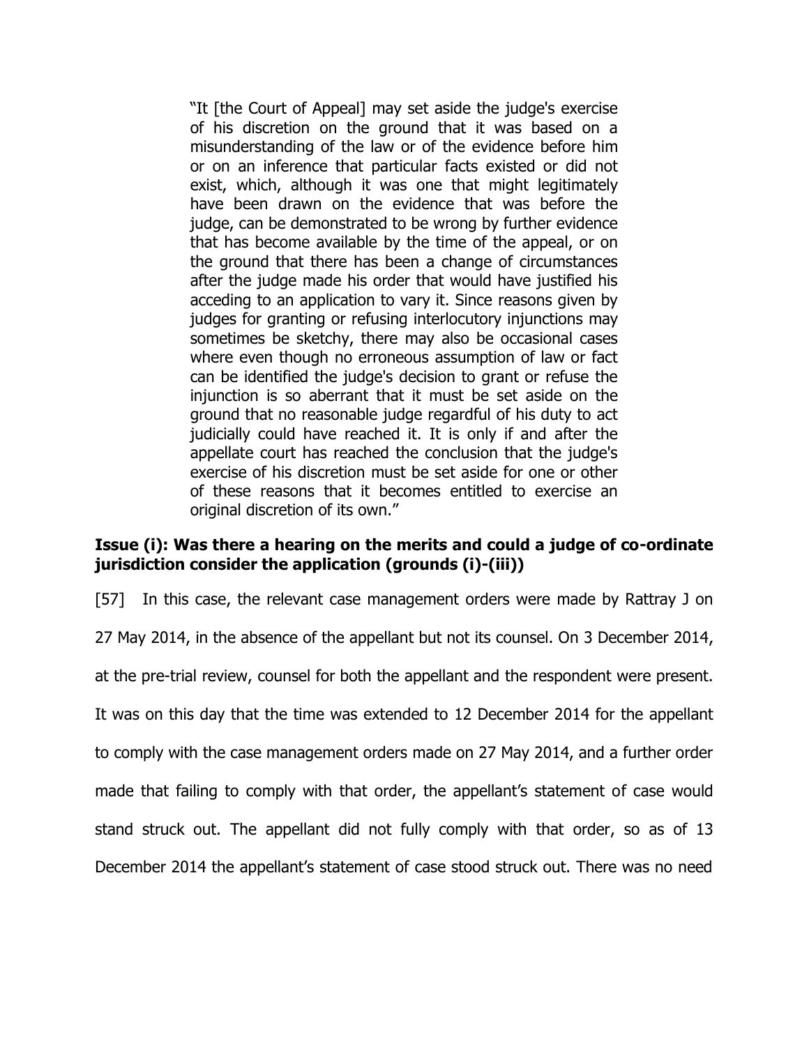> "It [the Court of Appeal] may set aside the judge's exercise of his discretion on the ground that it was based on a misunderstanding of the law or of the evidence before him or on an inference that particular facts existed or did not exist, which, although it was one that might legitimately have been drawn on the evidence that was before the judge, can be demonstrated to be wrong by further evidence that has become available by the time of the appeal, or on the ground that there has been a change of circumstances after the judge made his order that would have justified his acceding to an application to vary it. Since reasons given by judges for granting or refusing interlocutory injunctions may sometimes be sketchy, there may also be occasional cases where even though no erroneous assumption of law or fact can be identified the judge's decision to grant or refuse the injunction is so aberrant that it must be set aside on the ground that no reasonable judge regardful of his duty to act judicially could have reached it. It is only if and after the appellate court has reached the conclusion that the judge's exercise of his discretion must be set aside for one or other of these reasons that it becomes entitled to exercise an original discretion of its own."

**Issue (i): Was there a hearing on the merits and could a judge of co-ordinate jurisdiction consider the application (grounds (i)-(iii))**

[57] In this case, the relevant case management orders were made by Rattray J on 27 May 2014, in the absence of the appellant but not its counsel. On 3 December 2014, at the pre-trial review, counsel for both the appellant and the respondent were present. It was on this day that the time was extended to 12 December 2014 for the appellant to comply with the case management orders made on 27 May 2014, and a further order made that failing to comply with that order, the appellant's statement of case would stand struck out. The appellant did not fully comply with that order, so as of 13 December 2014 the appellant's statement of case stood struck out. There was no need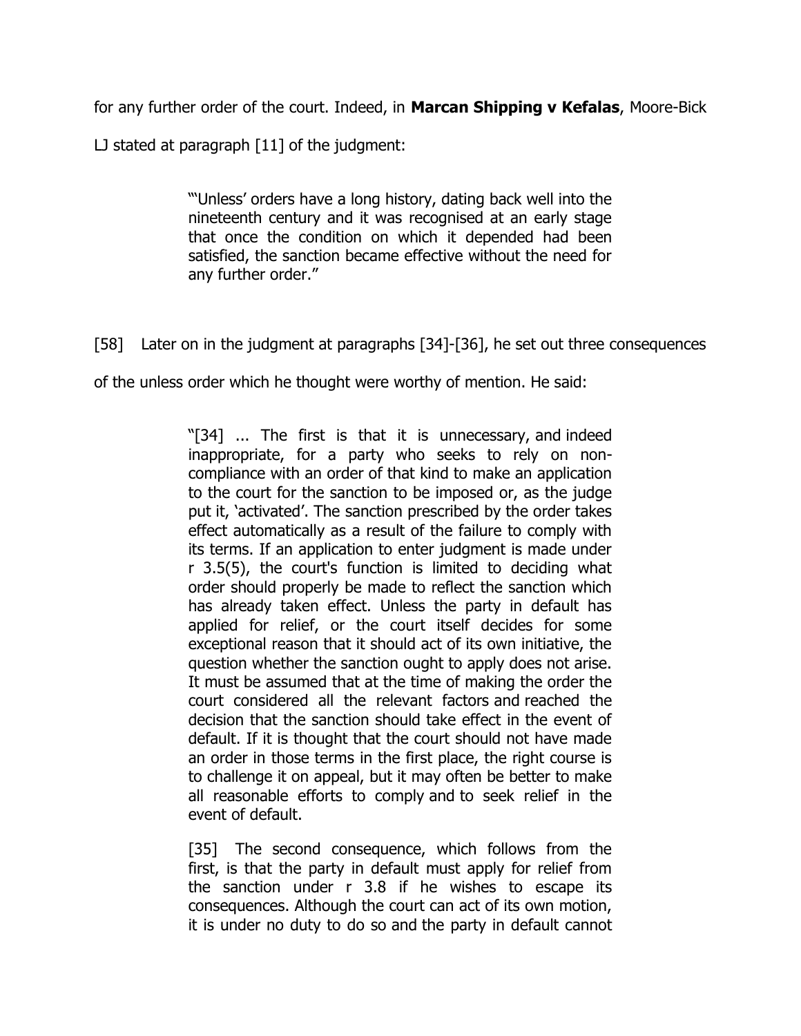for any further order of the court. Indeed, in **Marcan Shipping v Kefalas**, Moore-Bick LJ stated at paragraph [11] of the judgment:

> "'Unless' orders have a long history, dating back well into the nineteenth century and it was recognised at an early stage that once the condition on which it depended had been satisfied, the sanction became effective without the need for any further order."

[58] Later on in the judgment at paragraphs [34]-[36], he set out three consequences of the unless order which he thought were worthy of mention. He said:

> "[34] ... The first is that it is unnecessary, and indeed inappropriate, for a party who seeks to rely on non-compliance with an order of that kind to make an application to the court for the sanction to be imposed or, as the judge put it, 'activated'. The sanction prescribed by the order takes effect automatically as a result of the failure to comply with its terms. If an application to enter judgment is made under r 3.5(5), the court's function is limited to deciding what order should properly be made to reflect the sanction which has already taken effect. Unless the party in default has applied for relief, or the court itself decides for some exceptional reason that it should act of its own initiative, the question whether the sanction ought to apply does not arise. It must be assumed that at the time of making the order the court considered all the relevant factors and reached the decision that the sanction should take effect in the event of default. If it is thought that the court should not have made an order in those terms in the first place, the right course is to challenge it on appeal, but it may often be better to make all reasonable efforts to comply and to seek relief in the event of default.
>
> [35] The second consequence, which follows from the first, is that the party in default must apply for relief from the sanction under r 3.8 if he wishes to escape its consequences. Although the court can act of its own motion, it is under no duty to do so and the party in default cannot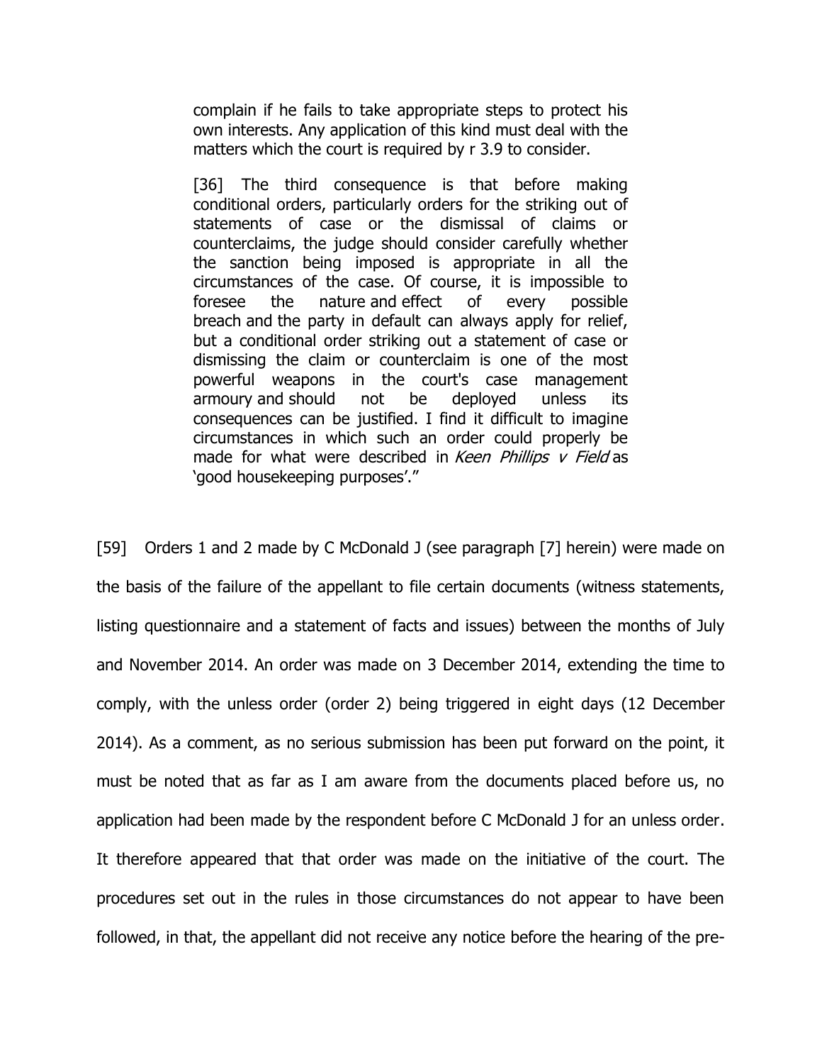> complain if he fails to take appropriate steps to protect his own interests. Any application of this kind must deal with the matters which the court is required by r 3.9 to consider.
>
> [36] The third consequence is that before making conditional orders, particularly orders for the striking out of statements of case or the dismissal of claims or counterclaims, the judge should consider carefully whether the sanction being imposed is appropriate in all the circumstances of the case. Of course, it is impossible to foresee the nature and effect of every possible breach and the party in default can always apply for relief, but a conditional order striking out a statement of case or dismissing the claim or counterclaim is one of the most powerful weapons in the court's case management armoury and should not be deployed unless its consequences can be justified. I find it difficult to imagine circumstances in which such an order could properly be made for what were described in *Keen Phillips v Field* as 'good housekeeping purposes'."

[59] Orders 1 and 2 made by C McDonald J (see paragraph [7] herein) were made on the basis of the failure of the appellant to file certain documents (witness statements, listing questionnaire and a statement of facts and issues) between the months of July and November 2014. An order was made on 3 December 2014, extending the time to comply, with the unless order (order 2) being triggered in eight days (12 December 2014). As a comment, as no serious submission has been put forward on the point, it must be noted that as far as I am aware from the documents placed before us, no application had been made by the respondent before C McDonald J for an unless order. It therefore appeared that that order was made on the initiative of the court. The procedures set out in the rules in those circumstances do not appear to have been followed, in that, the appellant did not receive any notice before the hearing of the pre-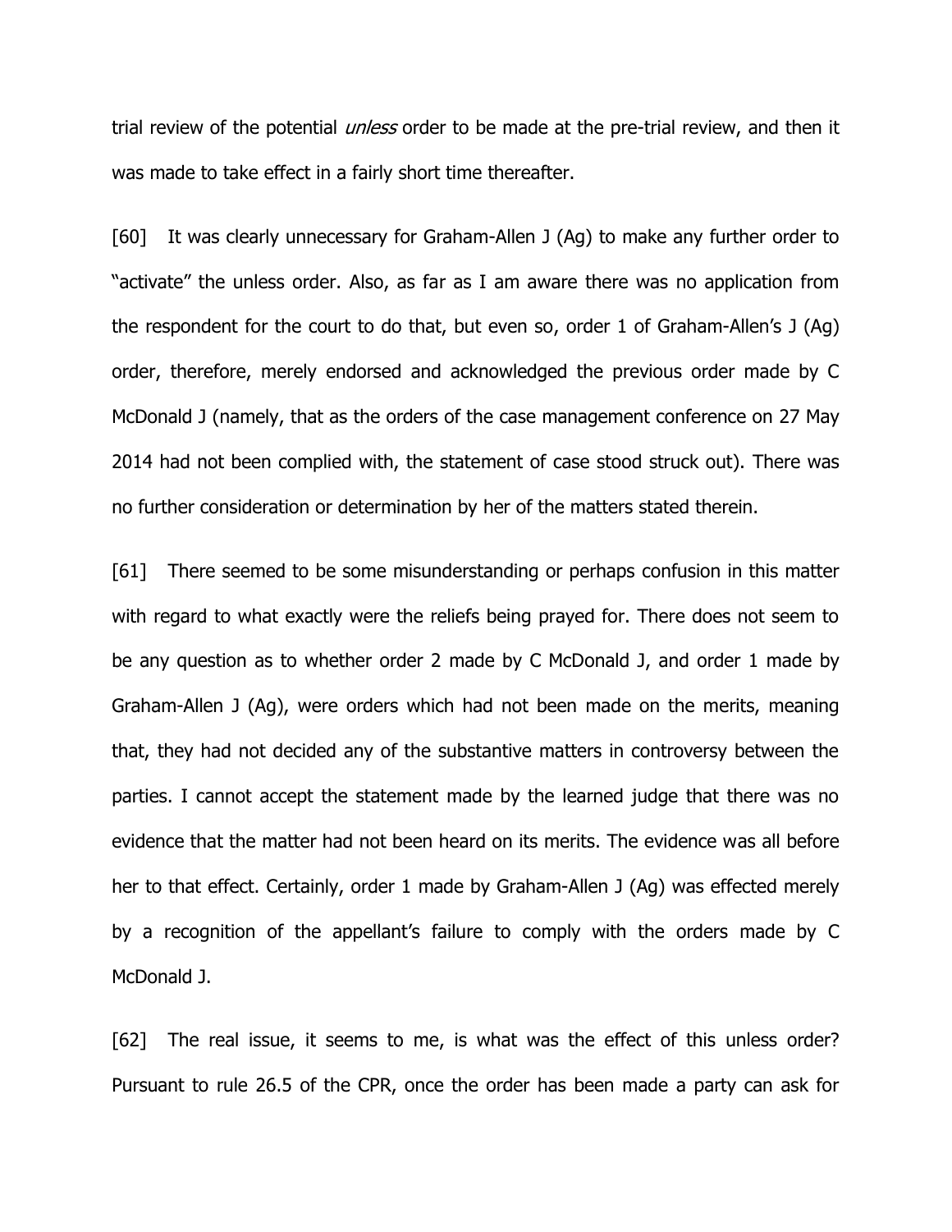trial review of the potential *unless* order to be made at the pre-trial review, and then it was made to take effect in a fairly short time thereafter.

[60] It was clearly unnecessary for Graham-Allen J (Ag) to make any further order to "activate" the unless order. Also, as far as I am aware there was no application from the respondent for the court to do that, but even so, order 1 of Graham-Allen's J (Ag) order, therefore, merely endorsed and acknowledged the previous order made by C McDonald J (namely, that as the orders of the case management conference on 27 May 2014 had not been complied with, the statement of case stood struck out). There was no further consideration or determination by her of the matters stated therein.

[61] There seemed to be some misunderstanding or perhaps confusion in this matter with regard to what exactly were the reliefs being prayed for. There does not seem to be any question as to whether order 2 made by C McDonald J, and order 1 made by Graham-Allen J (Ag), were orders which had not been made on the merits, meaning that, they had not decided any of the substantive matters in controversy between the parties. I cannot accept the statement made by the learned judge that there was no evidence that the matter had not been heard on its merits. The evidence was all before her to that effect. Certainly, order 1 made by Graham-Allen J (Ag) was effected merely by a recognition of the appellant's failure to comply with the orders made by C McDonald J.

[62] The real issue, it seems to me, is what was the effect of this unless order? Pursuant to rule 26.5 of the CPR, once the order has been made a party can ask for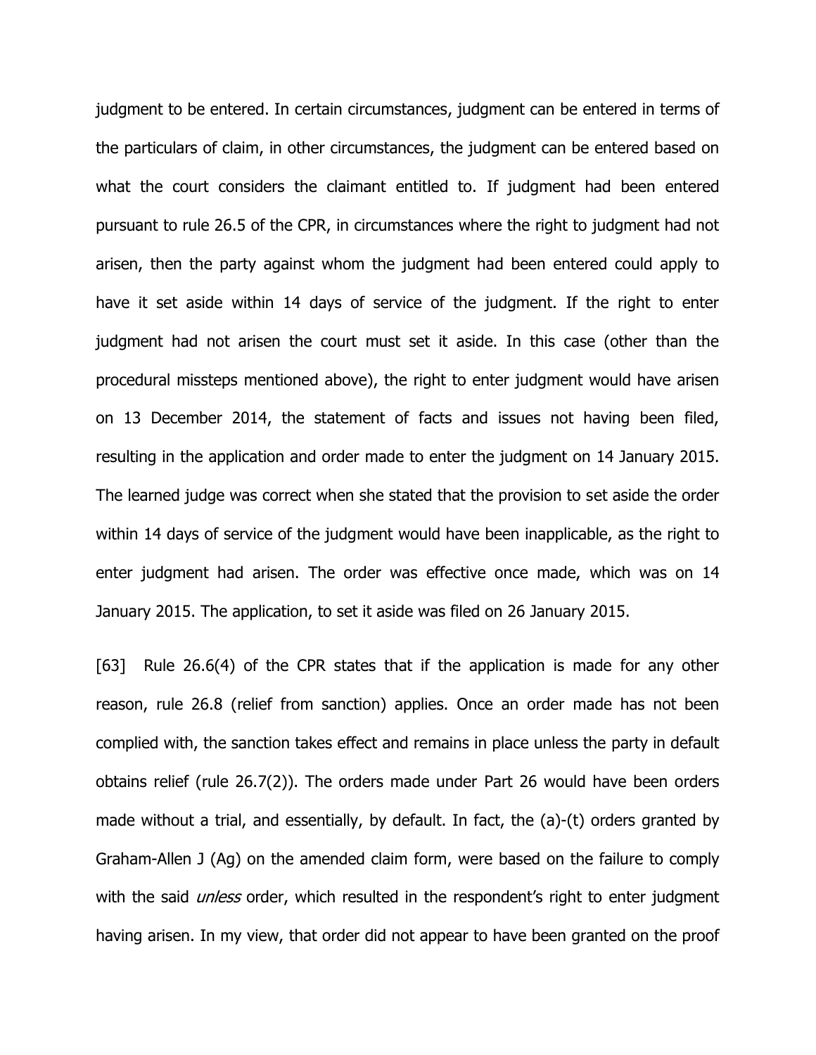judgment to be entered. In certain circumstances, judgment can be entered in terms of the particulars of claim, in other circumstances, the judgment can be entered based on what the court considers the claimant entitled to. If judgment had been entered pursuant to rule 26.5 of the CPR, in circumstances where the right to judgment had not arisen, then the party against whom the judgment had been entered could apply to have it set aside within 14 days of service of the judgment. If the right to enter judgment had not arisen the court must set it aside. In this case (other than the procedural missteps mentioned above), the right to enter judgment would have arisen on 13 December 2014, the statement of facts and issues not having been filed, resulting in the application and order made to enter the judgment on 14 January 2015. The learned judge was correct when she stated that the provision to set aside the order within 14 days of service of the judgment would have been inapplicable, as the right to enter judgment had arisen. The order was effective once made, which was on 14 January 2015. The application, to set it aside was filed on 26 January 2015.

[63] Rule 26.6(4) of the CPR states that if the application is made for any other reason, rule 26.8 (relief from sanction) applies. Once an order made has not been complied with, the sanction takes effect and remains in place unless the party in default obtains relief (rule 26.7(2)). The orders made under Part 26 would have been orders made without a trial, and essentially, by default. In fact, the (a)-(t) orders granted by Graham-Allen J (Ag) on the amended claim form, were based on the failure to comply with the said *unless* order, which resulted in the respondent's right to enter judgment having arisen. In my view, that order did not appear to have been granted on the proof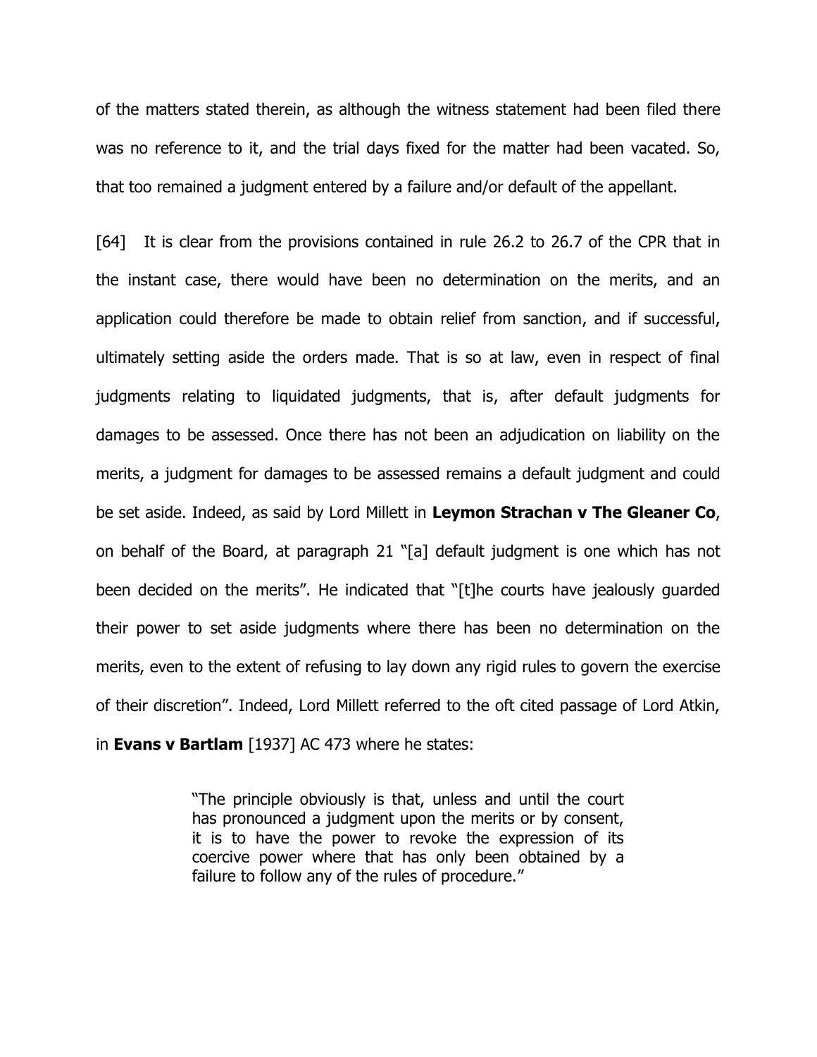of the matters stated therein, as although the witness statement had been filed there was no reference to it, and the trial days fixed for the matter had been vacated. So, that too remained a judgment entered by a failure and/or default of the appellant.

[64] It is clear from the provisions contained in rule 26.2 to 26.7 of the CPR that in the instant case, there would have been no determination on the merits, and an application could therefore be made to obtain relief from sanction, and if successful, ultimately setting aside the orders made. That is so at law, even in respect of final judgments relating to liquidated judgments, that is, after default judgments for damages to be assessed. Once there has not been an adjudication on liability on the merits, a judgment for damages to be assessed remains a default judgment and could be set aside. Indeed, as said by Lord Millett in **Leymon Strachan v The Gleaner Co**, on behalf of the Board, at paragraph 21 "[a] default judgment is one which has not been decided on the merits". He indicated that "[t]he courts have jealously guarded their power to set aside judgments where there has been no determination on the merits, even to the extent of refusing to lay down any rigid rules to govern the exercise of their discretion". Indeed, Lord Millett referred to the oft cited passage of Lord Atkin, in **Evans v Bartlam** [1937] AC 473 where he states:

> "The principle obviously is that, unless and until the court has pronounced a judgment upon the merits or by consent, it is to have the power to revoke the expression of its coercive power where that has only been obtained by a failure to follow any of the rules of procedure."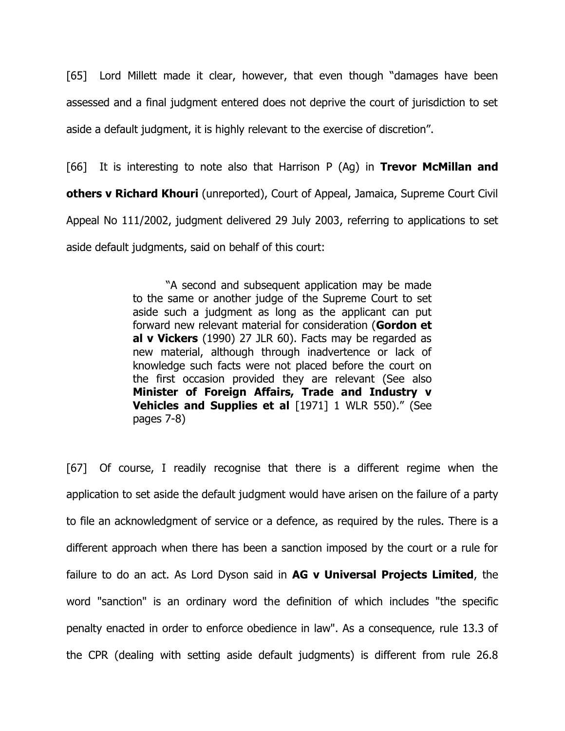[65] Lord Millett made it clear, however, that even though "damages have been assessed and a final judgment entered does not deprive the court of jurisdiction to set aside a default judgment, it is highly relevant to the exercise of discretion".

[66] It is interesting to note also that Harrison P (Ag) in **Trevor McMillan and others v Richard Khouri** (unreported), Court of Appeal, Jamaica, Supreme Court Civil Appeal No 111/2002, judgment delivered 29 July 2003, referring to applications to set aside default judgments, said on behalf of this court:

> "A second and subsequent application may be made to the same or another judge of the Supreme Court to set aside such a judgment as long as the applicant can put forward new relevant material for consideration (**Gordon et al v Vickers** (1990) 27 JLR 60). Facts may be regarded as new material, although through inadvertence or lack of knowledge such facts were not placed before the court on the first occasion provided they are relevant (See also **Minister of Foreign Affairs, Trade and Industry v Vehicles and Supplies et al** [1971] 1 WLR 550)." (See pages 7-8)

[67] Of course, I readily recognise that there is a different regime when the application to set aside the default judgment would have arisen on the failure of a party to file an acknowledgment of service or a defence, as required by the rules. There is a different approach when there has been a sanction imposed by the court or a rule for failure to do an act. As Lord Dyson said in **AG v Universal Projects Limited**, the word "sanction" is an ordinary word the definition of which includes "the specific penalty enacted in order to enforce obedience in law". As a consequence, rule 13.3 of the CPR (dealing with setting aside default judgments) is different from rule 26.8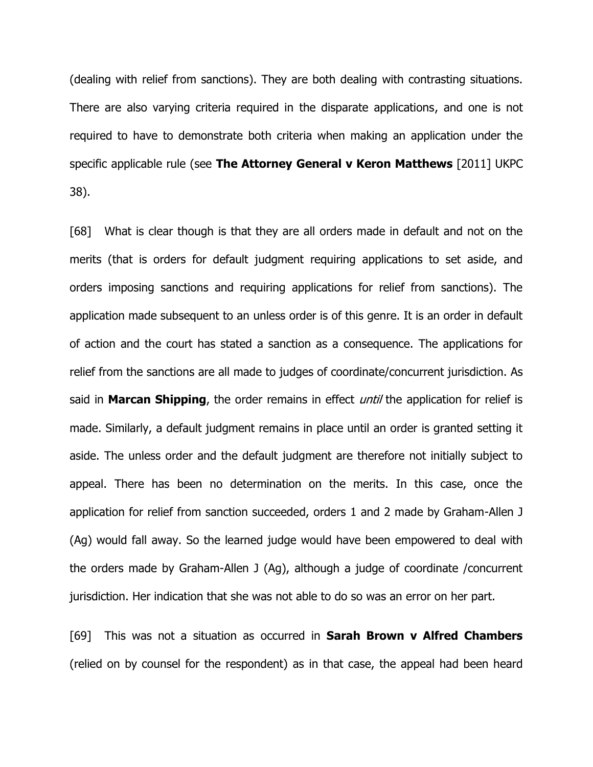(dealing with relief from sanctions). They are both dealing with contrasting situations. There are also varying criteria required in the disparate applications, and one is not required to have to demonstrate both criteria when making an application under the specific applicable rule (see **The Attorney General v Keron Matthews** [2011] UKPC 38).

[68] What is clear though is that they are all orders made in default and not on the merits (that is orders for default judgment requiring applications to set aside, and orders imposing sanctions and requiring applications for relief from sanctions). The application made subsequent to an unless order is of this genre. It is an order in default of action and the court has stated a sanction as a consequence. The applications for relief from the sanctions are all made to judges of coordinate/concurrent jurisdiction. As said in **Marcan Shipping**, the order remains in effect *until* the application for relief is made. Similarly, a default judgment remains in place until an order is granted setting it aside. The unless order and the default judgment are therefore not initially subject to appeal. There has been no determination on the merits. In this case, once the application for relief from sanction succeeded, orders 1 and 2 made by Graham-Allen J (Ag) would fall away. So the learned judge would have been empowered to deal with the orders made by Graham-Allen J (Ag), although a judge of coordinate /concurrent jurisdiction. Her indication that she was not able to do so was an error on her part.

[69] This was not a situation as occurred in **Sarah Brown v Alfred Chambers** (relied on by counsel for the respondent) as in that case, the appeal had been heard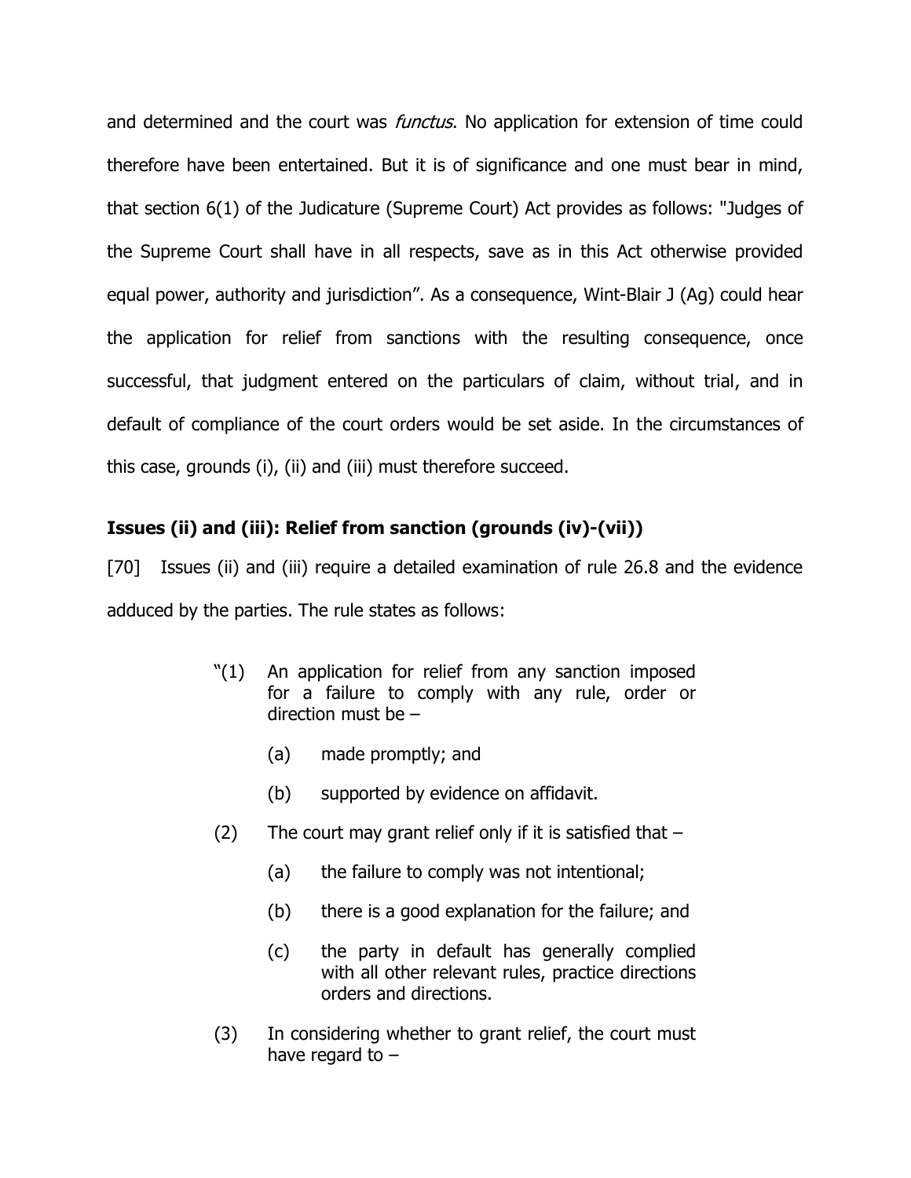and determined and the court was *functus*. No application for extension of time could therefore have been entertained. But it is of significance and one must bear in mind, that section 6(1) of the Judicature (Supreme Court) Act provides as follows: "Judges of the Supreme Court shall have in all respects, save as in this Act otherwise provided equal power, authority and jurisdiction". As a consequence, Wint-Blair J (Ag) could hear the application for relief from sanctions with the resulting consequence, once successful, that judgment entered on the particulars of claim, without trial, and in default of compliance of the court orders would be set aside. In the circumstances of this case, grounds (i), (ii) and (iii) must therefore succeed.

**Issues (ii) and (iii): Relief from sanction (grounds (iv)-(vii))**

[70] Issues (ii) and (iii) require a detailed examination of rule 26.8 and the evidence adduced by the parties. The rule states as follows:

> "(1) An application for relief from any sanction imposed for a failure to comply with any rule, order or direction must be –
>
> (a) made promptly; and
>
> (b) supported by evidence on affidavit.
>
> (2) The court may grant relief only if it is satisfied that –
>
> (a) the failure to comply was not intentional;
>
> (b) there is a good explanation for the failure; and
>
> (c) the party in default has generally complied with all other relevant rules, practice directions orders and directions.
>
> (3) In considering whether to grant relief, the court must have regard to –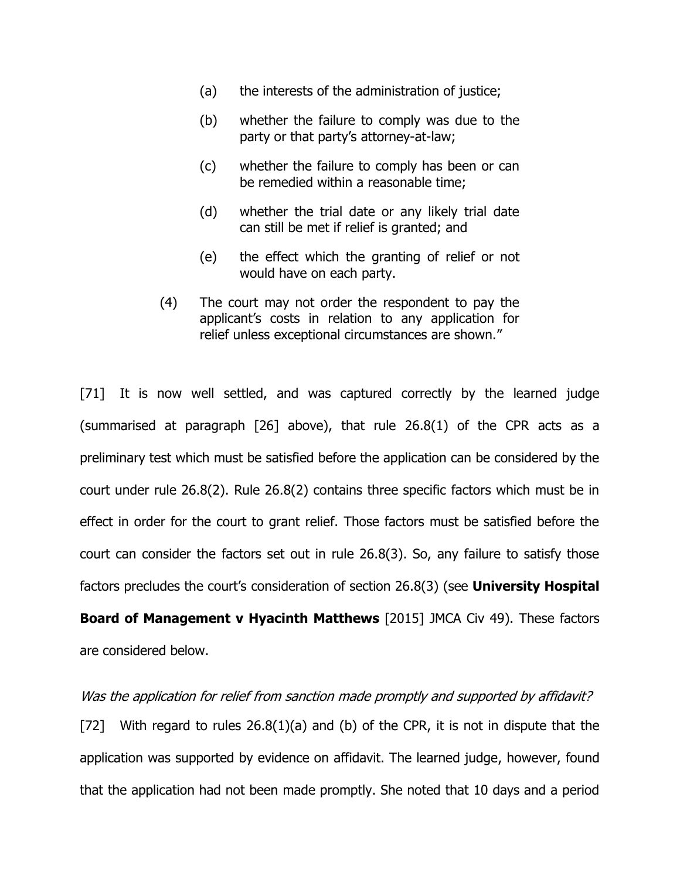(a) the interests of the administration of justice;

(b) whether the failure to comply was due to the party or that party's attorney-at-law;

(c) whether the failure to comply has been or can be remedied within a reasonable time;

(d) whether the trial date or any likely trial date can still be met if relief is granted; and

(e) the effect which the granting of relief or not would have on each party.

(4) The court may not order the respondent to pay the applicant's costs in relation to any application for relief unless exceptional circumstances are shown."

[71] It is now well settled, and was captured correctly by the learned judge (summarised at paragraph [26] above), that rule 26.8(1) of the CPR acts as a preliminary test which must be satisfied before the application can be considered by the court under rule 26.8(2). Rule 26.8(2) contains three specific factors which must be in effect in order for the court to grant relief. Those factors must be satisfied before the court can consider the factors set out in rule 26.8(3). So, any failure to satisfy those factors precludes the court's consideration of section 26.8(3) (see **University Hospital Board of Management v Hyacinth Matthews** [2015] JMCA Civ 49). These factors are considered below.

*Was the application for relief from sanction made promptly and supported by affidavit?*

[72] With regard to rules 26.8(1)(a) and (b) of the CPR, it is not in dispute that the application was supported by evidence on affidavit. The learned judge, however, found that the application had not been made promptly. She noted that 10 days and a period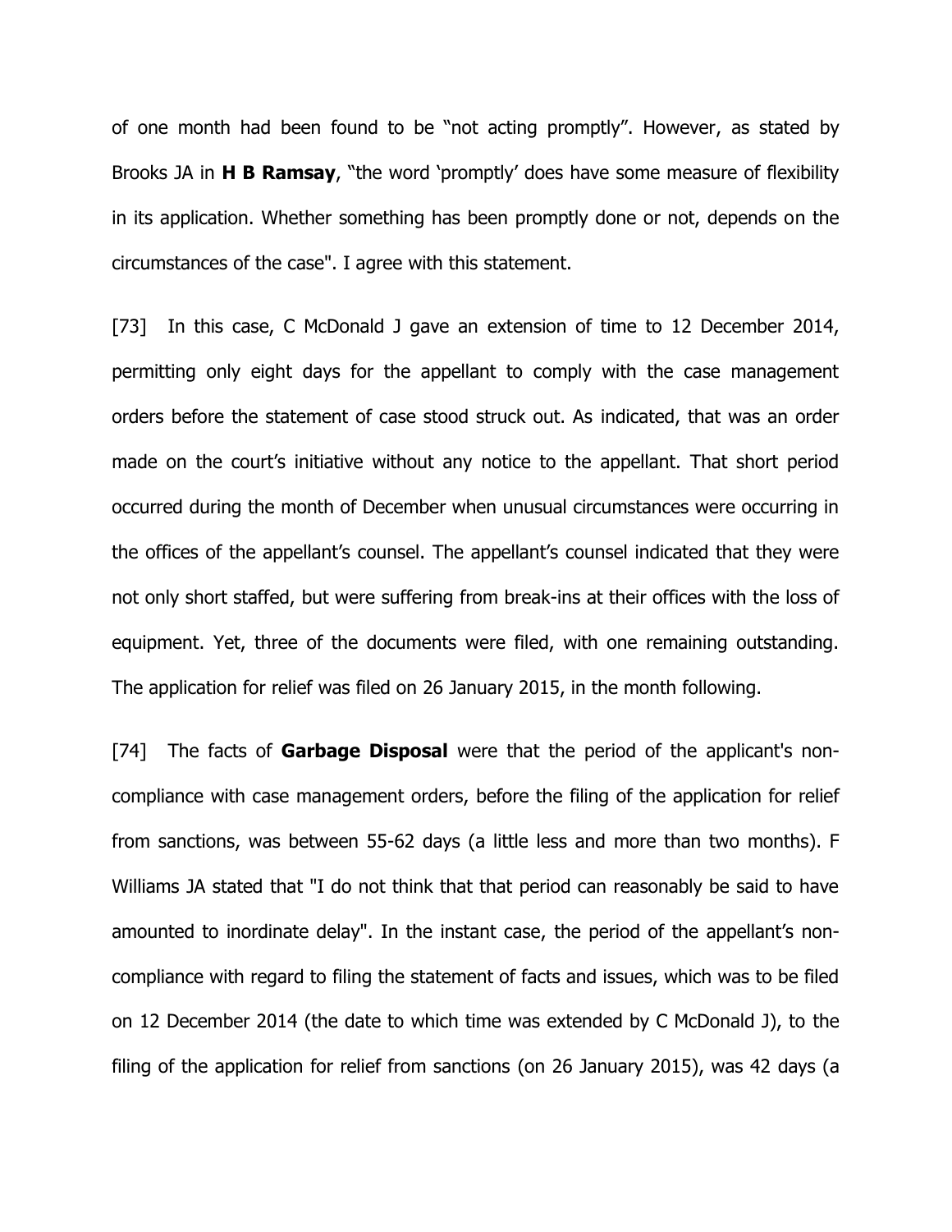of one month had been found to be "not acting promptly". However, as stated by Brooks JA in **H B Ramsay**, "the word 'promptly' does have some measure of flexibility in its application. Whether something has been promptly done or not, depends on the circumstances of the case". I agree with this statement.

[73] In this case, C McDonald J gave an extension of time to 12 December 2014, permitting only eight days for the appellant to comply with the case management orders before the statement of case stood struck out. As indicated, that was an order made on the court's initiative without any notice to the appellant. That short period occurred during the month of December when unusual circumstances were occurring in the offices of the appellant's counsel. The appellant's counsel indicated that they were not only short staffed, but were suffering from break-ins at their offices with the loss of equipment. Yet, three of the documents were filed, with one remaining outstanding. The application for relief was filed on 26 January 2015, in the month following.

[74] The facts of **Garbage Disposal** were that the period of the applicant's non-compliance with case management orders, before the filing of the application for relief from sanctions, was between 55-62 days (a little less and more than two months). F Williams JA stated that "I do not think that that period can reasonably be said to have amounted to inordinate delay". In the instant case, the period of the appellant's non-compliance with regard to filing the statement of facts and issues, which was to be filed on 12 December 2014 (the date to which time was extended by C McDonald J), to the filing of the application for relief from sanctions (on 26 January 2015), was 42 days (a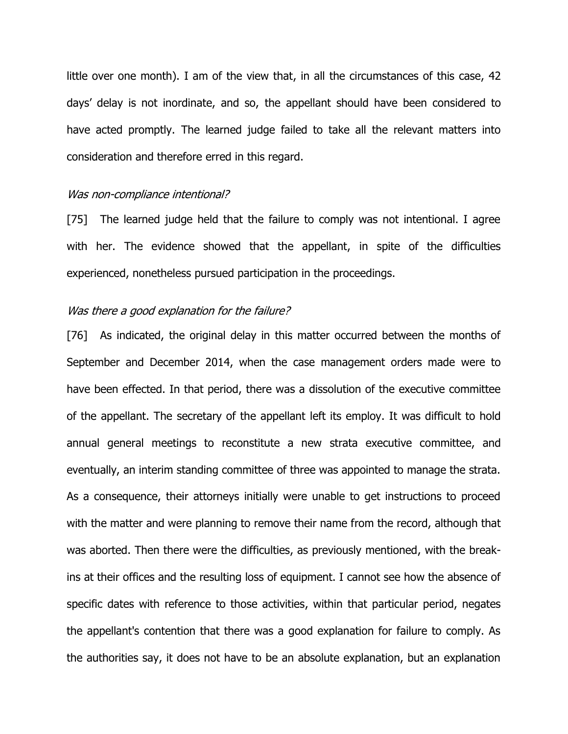little over one month). I am of the view that, in all the circumstances of this case, 42 days' delay is not inordinate, and so, the appellant should have been considered to have acted promptly. The learned judge failed to take all the relevant matters into consideration and therefore erred in this regard.

*Was non-compliance intentional?*

[75] The learned judge held that the failure to comply was not intentional. I agree with her. The evidence showed that the appellant, in spite of the difficulties experienced, nonetheless pursued participation in the proceedings.

*Was there a good explanation for the failure?*

[76] As indicated, the original delay in this matter occurred between the months of September and December 2014, when the case management orders made were to have been effected. In that period, there was a dissolution of the executive committee of the appellant. The secretary of the appellant left its employ. It was difficult to hold annual general meetings to reconstitute a new strata executive committee, and eventually, an interim standing committee of three was appointed to manage the strata. As a consequence, their attorneys initially were unable to get instructions to proceed with the matter and were planning to remove their name from the record, although that was aborted. Then there were the difficulties, as previously mentioned, with the break-ins at their offices and the resulting loss of equipment. I cannot see how the absence of specific dates with reference to those activities, within that particular period, negates the appellant's contention that there was a good explanation for failure to comply. As the authorities say, it does not have to be an absolute explanation, but an explanation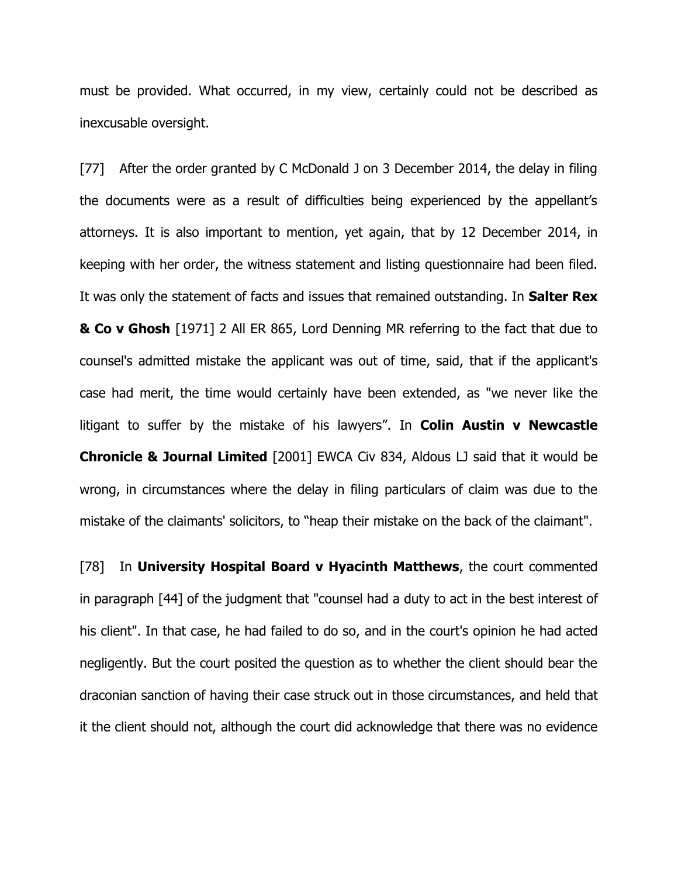must be provided. What occurred, in my view, certainly could not be described as inexcusable oversight.

[77] After the order granted by C McDonald J on 3 December 2014, the delay in filing the documents were as a result of difficulties being experienced by the appellant's attorneys. It is also important to mention, yet again, that by 12 December 2014, in keeping with her order, the witness statement and listing questionnaire had been filed. It was only the statement of facts and issues that remained outstanding. In **Salter Rex & Co v Ghosh** [1971] 2 All ER 865, Lord Denning MR referring to the fact that due to counsel's admitted mistake the applicant was out of time, said, that if the applicant's case had merit, the time would certainly have been extended, as "we never like the litigant to suffer by the mistake of his lawyers". In **Colin Austin v Newcastle Chronicle & Journal Limited** [2001] EWCA Civ 834, Aldous LJ said that it would be wrong, in circumstances where the delay in filing particulars of claim was due to the mistake of the claimants' solicitors, to "heap their mistake on the back of the claimant".

[78] In **University Hospital Board v Hyacinth Matthews**, the court commented in paragraph [44] of the judgment that "counsel had a duty to act in the best interest of his client". In that case, he had failed to do so, and in the court's opinion he had acted negligently. But the court posited the question as to whether the client should bear the draconian sanction of having their case struck out in those circumstances, and held that it the client should not, although the court did acknowledge that there was no evidence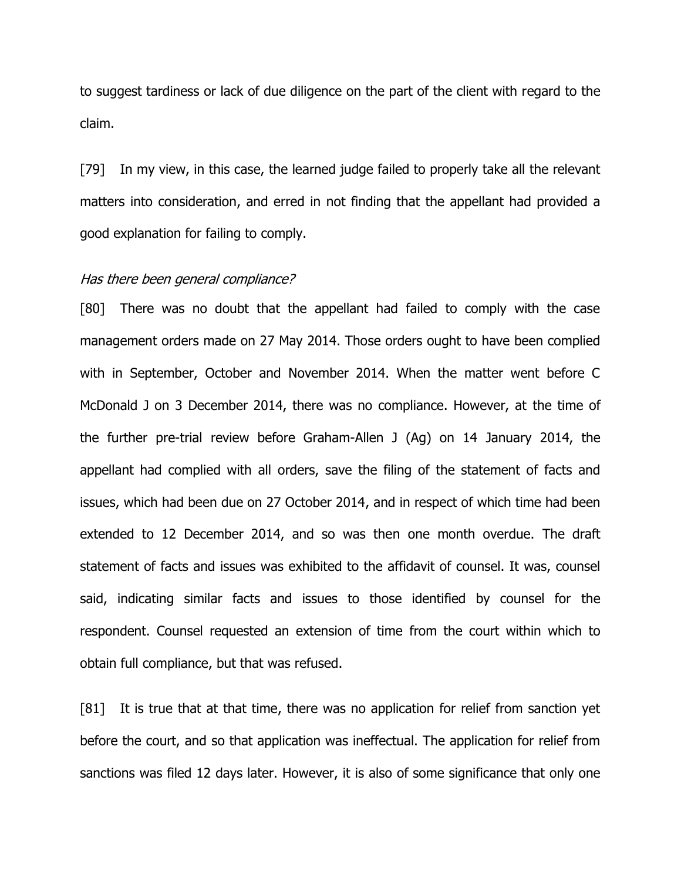to suggest tardiness or lack of due diligence on the part of the client with regard to the claim.

[79] In my view, in this case, the learned judge failed to properly take all the relevant matters into consideration, and erred in not finding that the appellant had provided a good explanation for failing to comply.

*Has there been general compliance?*

[80] There was no doubt that the appellant had failed to comply with the case management orders made on 27 May 2014. Those orders ought to have been complied with in September, October and November 2014. When the matter went before C McDonald J on 3 December 2014, there was no compliance. However, at the time of the further pre-trial review before Graham-Allen J (Ag) on 14 January 2014, the appellant had complied with all orders, save the filing of the statement of facts and issues, which had been due on 27 October 2014, and in respect of which time had been extended to 12 December 2014, and so was then one month overdue. The draft statement of facts and issues was exhibited to the affidavit of counsel. It was, counsel said, indicating similar facts and issues to those identified by counsel for the respondent. Counsel requested an extension of time from the court within which to obtain full compliance, but that was refused.

[81] It is true that at that time, there was no application for relief from sanction yet before the court, and so that application was ineffectual. The application for relief from sanctions was filed 12 days later. However, it is also of some significance that only one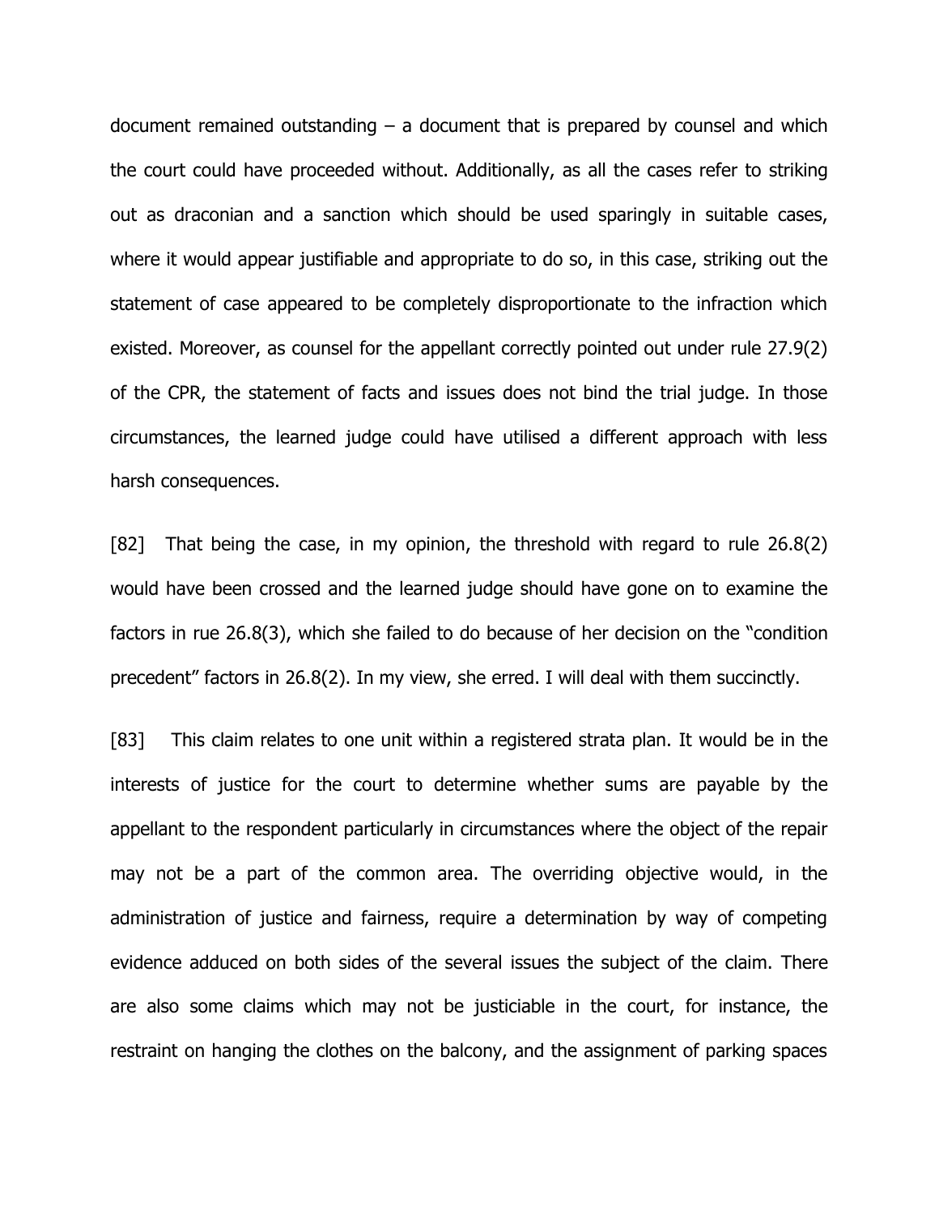document remained outstanding – a document that is prepared by counsel and which the court could have proceeded without. Additionally, as all the cases refer to striking out as draconian and a sanction which should be used sparingly in suitable cases, where it would appear justifiable and appropriate to do so, in this case, striking out the statement of case appeared to be completely disproportionate to the infraction which existed. Moreover, as counsel for the appellant correctly pointed out under rule 27.9(2) of the CPR, the statement of facts and issues does not bind the trial judge. In those circumstances, the learned judge could have utilised a different approach with less harsh consequences.

[82] That being the case, in my opinion, the threshold with regard to rule 26.8(2) would have been crossed and the learned judge should have gone on to examine the factors in rue 26.8(3), which she failed to do because of her decision on the "condition precedent" factors in 26.8(2). In my view, she erred. I will deal with them succinctly.

[83] This claim relates to one unit within a registered strata plan. It would be in the interests of justice for the court to determine whether sums are payable by the appellant to the respondent particularly in circumstances where the object of the repair may not be a part of the common area. The overriding objective would, in the administration of justice and fairness, require a determination by way of competing evidence adduced on both sides of the several issues the subject of the claim. There are also some claims which may not be justiciable in the court, for instance, the restraint on hanging the clothes on the balcony, and the assignment of parking spaces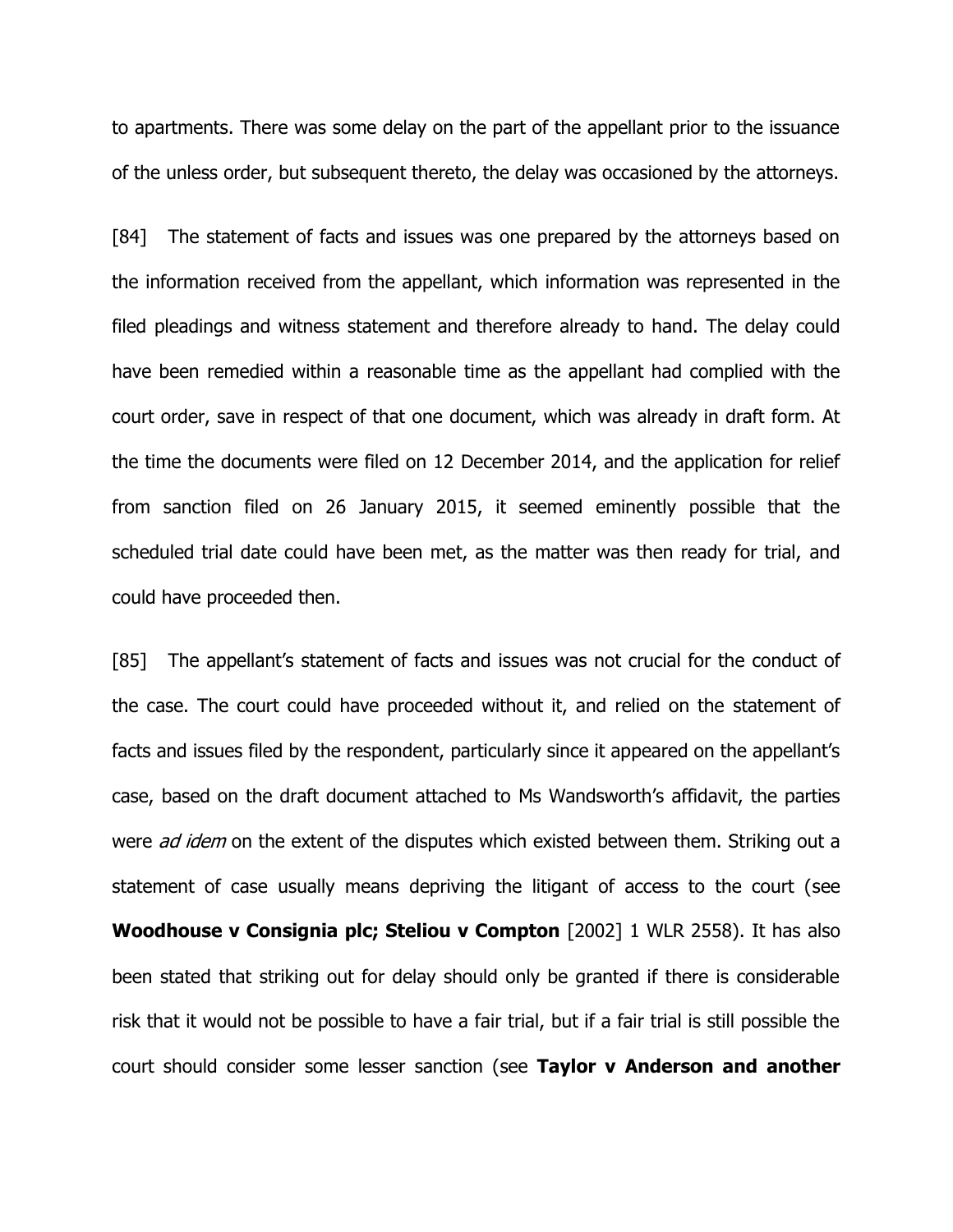to apartments. There was some delay on the part of the appellant prior to the issuance of the unless order, but subsequent thereto, the delay was occasioned by the attorneys.

[84] The statement of facts and issues was one prepared by the attorneys based on the information received from the appellant, which information was represented in the filed pleadings and witness statement and therefore already to hand. The delay could have been remedied within a reasonable time as the appellant had complied with the court order, save in respect of that one document, which was already in draft form. At the time the documents were filed on 12 December 2014, and the application for relief from sanction filed on 26 January 2015, it seemed eminently possible that the scheduled trial date could have been met, as the matter was then ready for trial, and could have proceeded then.

[85] The appellant's statement of facts and issues was not crucial for the conduct of the case. The court could have proceeded without it, and relied on the statement of facts and issues filed by the respondent, particularly since it appeared on the appellant's case, based on the draft document attached to Ms Wandsworth's affidavit, the parties were *ad idem* on the extent of the disputes which existed between them. Striking out a statement of case usually means depriving the litigant of access to the court (see **Woodhouse v Consignia plc; Steliou v Compton** [2002] 1 WLR 2558). It has also been stated that striking out for delay should only be granted if there is considerable risk that it would not be possible to have a fair trial, but if a fair trial is still possible the court should consider some lesser sanction (see **Taylor v Anderson and another**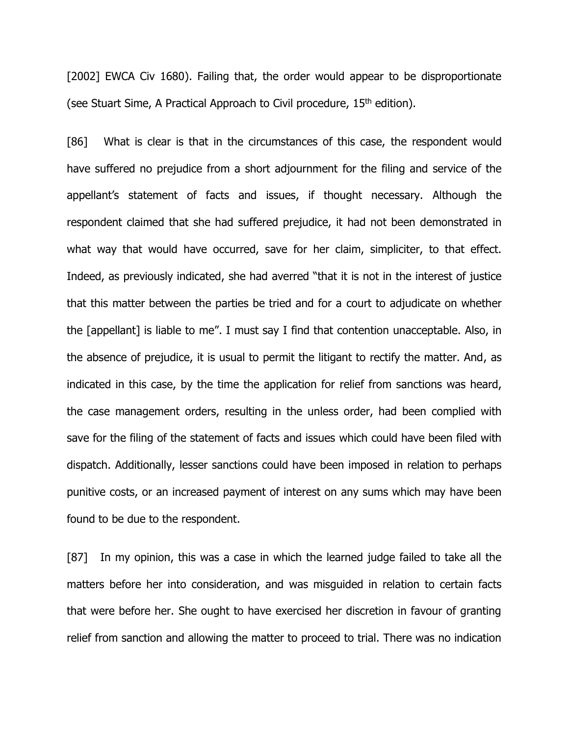[2002] EWCA Civ 1680). Failing that, the order would appear to be disproportionate (see Stuart Sime, A Practical Approach to Civil procedure, 15th edition).

[86] What is clear is that in the circumstances of this case, the respondent would have suffered no prejudice from a short adjournment for the filing and service of the appellant's statement of facts and issues, if thought necessary. Although the respondent claimed that she had suffered prejudice, it had not been demonstrated in what way that would have occurred, save for her claim, simpliciter, to that effect. Indeed, as previously indicated, she had averred "that it is not in the interest of justice that this matter between the parties be tried and for a court to adjudicate on whether the [appellant] is liable to me". I must say I find that contention unacceptable. Also, in the absence of prejudice, it is usual to permit the litigant to rectify the matter. And, as indicated in this case, by the time the application for relief from sanctions was heard, the case management orders, resulting in the unless order, had been complied with save for the filing of the statement of facts and issues which could have been filed with dispatch. Additionally, lesser sanctions could have been imposed in relation to perhaps punitive costs, or an increased payment of interest on any sums which may have been found to be due to the respondent.

[87] In my opinion, this was a case in which the learned judge failed to take all the matters before her into consideration, and was misguided in relation to certain facts that were before her. She ought to have exercised her discretion in favour of granting relief from sanction and allowing the matter to proceed to trial. There was no indication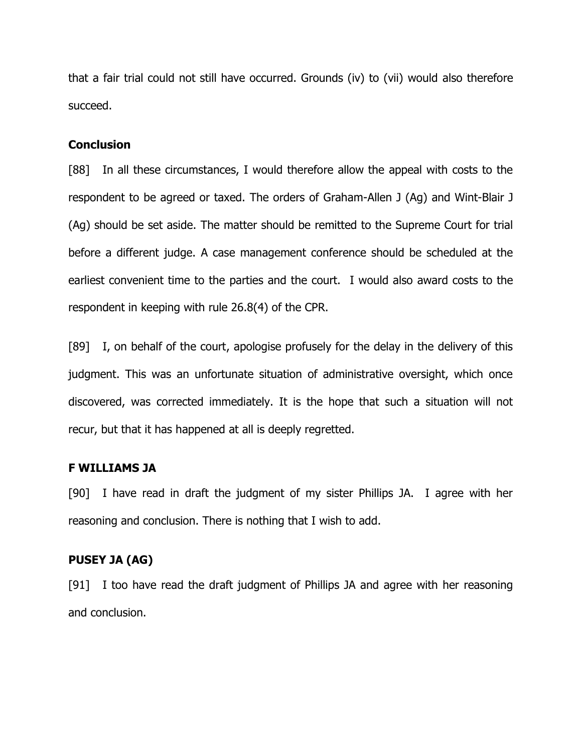that a fair trial could not still have occurred. Grounds (iv) to (vii) would also therefore succeed.

**Conclusion**

[88] In all these circumstances, I would therefore allow the appeal with costs to the respondent to be agreed or taxed. The orders of Graham-Allen J (Ag) and Wint-Blair J (Ag) should be set aside. The matter should be remitted to the Supreme Court for trial before a different judge. A case management conference should be scheduled at the earliest convenient time to the parties and the court. I would also award costs to the respondent in keeping with rule 26.8(4) of the CPR.

[89] I, on behalf of the court, apologise profusely for the delay in the delivery of this judgment. This was an unfortunate situation of administrative oversight, which once discovered, was corrected immediately. It is the hope that such a situation will not recur, but that it has happened at all is deeply regretted.

**F WILLIAMS JA**

[90] I have read in draft the judgment of my sister Phillips JA. I agree with her reasoning and conclusion. There is nothing that I wish to add.

**PUSEY JA (AG)**

[91] I too have read the draft judgment of Phillips JA and agree with her reasoning and conclusion.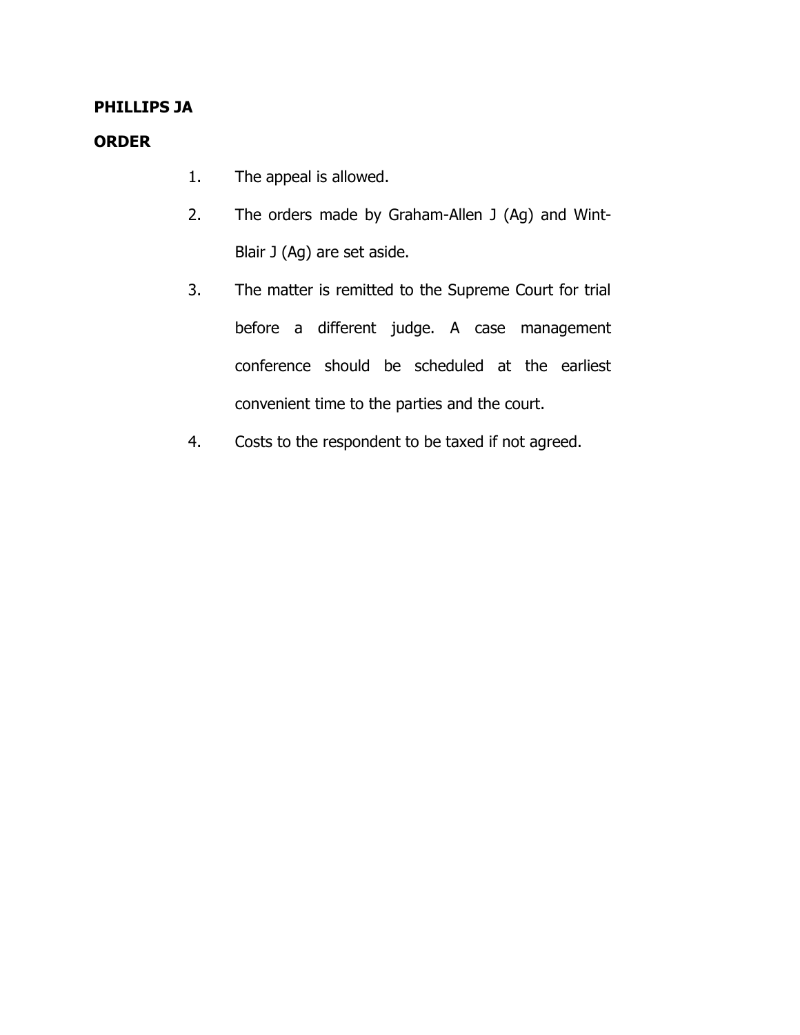**PHILLIPS JA**

**ORDER**

1. The appeal is allowed.
2. The orders made by Graham-Allen J (Ag) and Wint-Blair J (Ag) are set aside.
3. The matter is remitted to the Supreme Court for trial before a different judge. A case management conference should be scheduled at the earliest convenient time to the parties and the court.
4. Costs to the respondent to be taxed if not agreed.